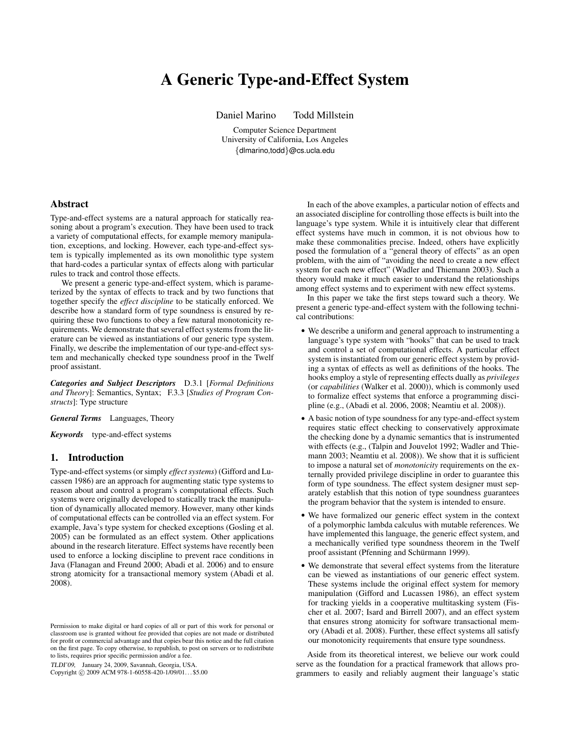# A Generic Type-and-Effect System

Daniel Marino    Todd Millstein

Computer Science Department
University of California, Los Angeles
{dlmarino,todd}@cs.ucla.edu

## Abstract

Type-and-effect systems are a natural approach for statically reasoning about a program's execution. They have been used to track a variety of computational effects, for example memory manipulation, exceptions, and locking. However, each type-and-effect system is typically implemented as its own monolithic type system that hard-codes a particular syntax of effects along with particular rules to track and control those effects.

We present a generic type-and-effect system, which is parameterized by the syntax of effects to track and by two functions that together specify the *effect discipline* to be statically enforced. We describe how a standard form of type soundness is ensured by requiring these two functions to obey a few natural monotonicity requirements. We demonstrate that several effect systems from the literature can be viewed as instantiations of our generic type system. Finally, we describe the implementation of our type-and-effect system and mechanically checked type soundness proof in the Twelf proof assistant.

***Categories and Subject Descriptors*** D.3.1 [*Formal Definitions and Theory*]: Semantics, Syntax; F.3.3 [*Studies of Program Constructs*]: Type structure

***General Terms*** Languages, Theory

***Keywords*** type-and-effect systems

## 1. Introduction

Type-and-effect systems (or simply *effect systems*) (Gifford and Lucassen 1986) are an approach for augmenting static type systems to reason about and control a program's computational effects. Such systems were originally developed to statically track the manipulation of dynamically allocated memory. However, many other kinds of computational effects can be controlled via an effect system. For example, Java's type system for checked exceptions (Gosling et al. 2005) can be formulated as an effect system. Other applications abound in the research literature. Effect systems have recently been used to enforce a locking discipline to prevent race conditions in Java (Flanagan and Freund 2000; Abadi et al. 2006) and to ensure strong atomicity for a transactional memory system (Abadi et al. 2008).

Permission to make digital or hard copies of all or part of this work for personal or classroom use is granted without fee provided that copies are not made or distributed for profit or commercial advantage and that copies bear this notice and the full citation on the first page. To copy otherwise, to republish, to post on servers or to redistribute to lists, requires prior specific permission and/or a fee.

*TLDI'09,* January 24, 2009, Savannah, Georgia, USA.
Copyright © 2009 ACM 978-1-60558-420-1/09/01…$5.00

In each of the above examples, a particular notion of effects and an associated discipline for controlling those effects is built into the language's type system. While it is intuitively clear that different effect systems have much in common, it is not obvious how to make these commonalities precise. Indeed, others have explicitly posed the formulation of a "general theory of effects" as an open problem, with the aim of "avoiding the need to create a new effect system for each new effect" (Wadler and Thiemann 2003). Such a theory would make it much easier to understand the relationships among effect systems and to experiment with new effect systems.

In this paper we take the first steps toward such a theory. We present a generic type-and-effect system with the following technical contributions:

- We describe a uniform and general approach to instrumenting a language's type system with "hooks" that can be used to track and control a set of computational effects. A particular effect system is instantiated from our generic effect system by providing a syntax of effects as well as definitions of the hooks. The hooks employ a style of representing effects dually as *privileges* (or *capabilities* (Walker et al. 2000)), which is commonly used to formalize effect systems that enforce a programming discipline (e.g., (Abadi et al. 2006, 2008; Neamtiu et al. 2008)).
- A basic notion of type soundness for any type-and-effect system requires static effect checking to conservatively approximate the checking done by a dynamic semantics that is instrumented with effects (e.g., (Talpin and Jouvelot 1992; Wadler and Thiemann 2003; Neamtiu et al. 2008)). We show that it is sufficient to impose a natural set of *monotonicity* requirements on the externally provided privilege discipline in order to guarantee this form of type soundness. The effect system designer must separately establish that this notion of type soundness guarantees the program behavior that the system is intended to ensure.
- We have formalized our generic effect system in the context of a polymorphic lambda calculus with mutable references. We have implemented this language, the generic effect system, and a mechanically verified type soundness theorem in the Twelf proof assistant (Pfenning and Schürmann 1999).
- We demonstrate that several effect systems from the literature can be viewed as instantiations of our generic effect system. These systems include the original effect system for memory manipulation (Gifford and Lucassen 1986), an effect system for tracking yields in a cooperative multitasking system (Fischer et al. 2007; Isard and Birrell 2007), and an effect system that ensures strong atomicity for software transactional memory (Abadi et al. 2008). Further, these effect systems all satisfy our monotonicity requirements that ensure type soundness.

Aside from its theoretical interest, we believe our work could serve as the foundation for a practical framework that allows programmers to easily and reliably augment their language's static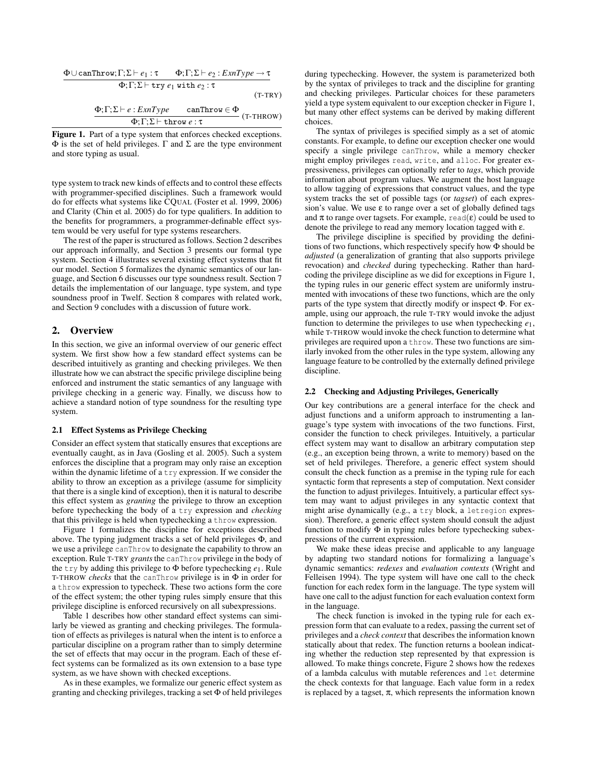$$\frac{\Phi \cup \texttt{canThrow};\Gamma;\Sigma \vdash e_1 : \tau \qquad \Phi;\Gamma;\Sigma \vdash e_2 : \mathit{ExnType} \rightarrow \tau}{\Phi;\Gamma;\Sigma \vdash \texttt{try}\ e_1\ \texttt{with}\ e_2 : \tau} \quad \text{(T-TRY)}$$

$$\frac{\Phi;\Gamma;\Sigma \vdash e : \mathit{ExnType} \qquad \texttt{canThrow} \in \Phi}{\Phi;\Gamma;\Sigma \vdash \texttt{throw}\ e : \tau} \quad \text{(T-THROW)}$$

**Figure 1.** Part of a type system that enforces checked exceptions. $\Phi$ is the set of held privileges. $\Gamma$ and $\Sigma$ are the type environment and store typing as usual.

type system to track new kinds of effects and to control these effects with programmer-specified disciplines. Such a framework would do for effects what systems like CQUAL (Foster et al. 1999, 2006) and Clarity (Chin et al. 2005) do for type qualifiers. In addition to the benefits for programmers, a programmer-definable effect system would be very useful for type systems researchers.

The rest of the paper is structured as follows. Section 2 describes our approach informally, and Section 3 presents our formal type system. Section 4 illustrates several existing effect systems that fit our model. Section 5 formalizes the dynamic semantics of our language, and Section 6 discusses our type soundness result. Section 7 details the implementation of our language, type system, and type soundness proof in Twelf. Section 8 compares with related work, and Section 9 concludes with a discussion of future work.

## 2. Overview

In this section, we give an informal overview of our generic effect system. We first show how a few standard effect systems can be described intuitively as granting and checking privileges. We then illustrate how we can abstract the specific privilege discipline being enforced and instrument the static semantics of any language with privilege checking in a generic way. Finally, we discuss how to achieve a standard notion of type soundness for the resulting type system.

### 2.1 Effect Systems as Privilege Checking

Consider an effect system that statically ensures that exceptions are eventually caught, as in Java (Gosling et al. 2005). Such a system enforces the discipline that a program may only raise an exception within the dynamic lifetime of a `try` expression. If we consider the ability to throw an exception as a privilege (assume for simplicity that there is a single kind of exception), then it is natural to describe this effect system as *granting* the privilege to throw an exception before typechecking the body of a `try` expression and *checking* that this privilege is held when typechecking a `throw` expression.

Figure 1 formalizes the discipline for exceptions described above. The typing judgment tracks a set of held privileges $\Phi$, and we use a privilege `canThrow` to designate the capability to throw an exception. Rule T-TRY *grants* the `canThrow` privilege in the body of the `try` by adding this privilege to $\Phi$ before typechecking $e_1$. Rule T-THROW *checks* that the `canThrow` privilege is in $\Phi$ in order for a `throw` expression to typecheck. These two actions form the core of the effect system; the other typing rules simply ensure that this privilege discipline is enforced recursively on all subexpressions.

Table 1 describes how other standard effect systems can similarly be viewed as granting and checking privileges. The formulation of effects as privileges is natural when the intent is to enforce a particular discipline on a program rather than to simply determine the set of effects that may occur in the program. Each of these effect systems can be formalized as its own extension to a base type system, as we have shown with checked exceptions.

As in these examples, we formalize our generic effect system as granting and checking privileges, tracking a set $\Phi$ of held privileges during typechecking. However, the system is parameterized both by the syntax of privileges to track and the discipline for granting and checking privileges. Particular choices for these parameters yield a type system equivalent to our exception checker in Figure 1, but many other effect systems can be derived by making different choices.

The syntax of privileges is specified simply as a set of atomic constants. For example, to define our exception checker one would specify a single privilege `canThrow`, while a memory checker might employ privileges `read`, `write`, and `alloc`. For greater expressiveness, privileges can optionally refer to *tags*, which provide information about program values. We augment the host language to allow tagging of expressions that construct values, and the type system tracks the set of possible tags (or *tagset*) of each expression's value. We use $\varepsilon$ to range over a set of globally defined tags and $\pi$ to range over tagsets. For example, `read`$(\varepsilon)$ could be used to denote the privilege to read any memory location tagged with $\varepsilon$.

The privilege discipline is specified by providing the definitions of two functions, which respectively specify how $\Phi$ should be *adjusted* (a generalization of granting that also supports privilege revocation) and *checked* during typechecking. Rather than hardcoding the privilege discipline as we did for exceptions in Figure 1, the typing rules in our generic effect system are uniformly instrumented with invocations of these two functions, which are the only parts of the type system that directly modify or inspect $\Phi$. For example, using our approach, the rule T-TRY would invoke the adjust function to determine the privileges to use when typechecking $e_1$, while T-THROW would invoke the check function to determine what privileges are required upon a `throw`. These two functions are similarly invoked from the other rules in the type system, allowing any language feature to be controlled by the externally defined privilege discipline.

### 2.2 Checking and Adjusting Privileges, Generically

Our key contributions are a general interface for the check and adjust functions and a uniform approach to instrumenting a language's type system with invocations of the two functions. First, consider the function to check privileges. Intuitively, a particular effect system may want to disallow an arbitrary computation step (e.g., an exception being thrown, a write to memory) based on the set of held privileges. Therefore, a generic effect system should consult the check function as a premise in the typing rule for each syntactic form that represents a step of computation. Next consider the function to adjust privileges. Intuitively, a particular effect system may want to adjust privileges in any syntactic context that might arise dynamically (e.g., a `try` block, a `letregion` expression). Therefore, a generic effect system should consult the adjust function to modify $\Phi$ in typing rules before typechecking subexpressions of the current expression.

We make these ideas precise and applicable to any language by adapting two standard notions for formalizing a language's dynamic semantics: *redexes* and *evaluation contexts* (Wright and Felleisen 1994). The type system will have one call to the check function for each redex form in the language. The type system will have one call to the adjust function for each evaluation context form in the language.

The check function is invoked in the typing rule for each expression form that can evaluate to a redex, passing the current set of privileges and a *check context* that describes the information known statically about that redex. The function returns a boolean indicating whether the reduction step represented by that expression is allowed. To make things concrete, Figure 2 shows how the redexes of a lambda calculus with mutable references and `let` determine the check contexts for that language. Each value form in a redex is replaced by a tagset, $\pi$, which represents the information known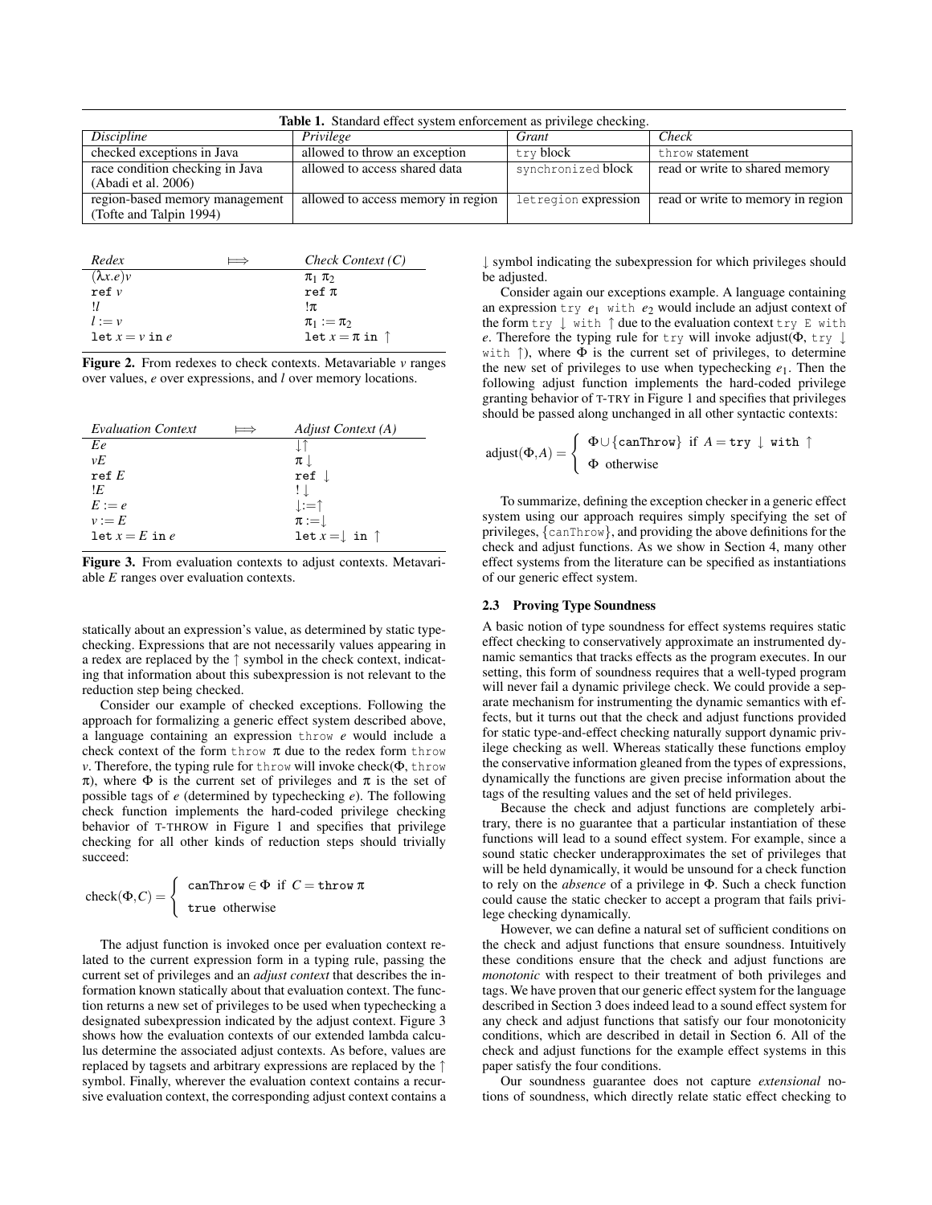**Table 1.** Standard effect system enforcement as privilege checking.

| *Discipline* | *Privilege* | *Grant* | *Check* |
|---|---|---|---|
| checked exceptions in Java | allowed to throw an exception | `try` block | `throw` statement |
| race condition checking in Java (Abadi et al. 2006) | allowed to access shared data | `synchronized` block | read or write to shared memory |
| region-based memory management (Tofte and Talpin 1994) | allowed to access memory in region | `letregion` expression | read or write to memory in region |

| *Redex* | $\Longmapsto$ | *Check Context (C)* |
|---|---|---|
| $(\lambda x.e)v$ | | $\pi_1\ \pi_2$ |
| $\texttt{ref}\ v$ | | $\texttt{ref}\ \pi$ |
| $!l$ | | $!\pi$ |
| $l := v$ | | $\pi_1 := \pi_2$ |
| $\texttt{let}\ x = v\ \texttt{in}\ e$ | | $\texttt{let}\ x = \pi\ \texttt{in}\ \uparrow$ |

**Figure 2.** From redexes to check contexts. Metavariable $v$ ranges over values, $e$ over expressions, and $l$ over memory locations.

| *Evaluation Context* | $\Longmapsto$ | *Adjust Context (A)* |
|---|---|---|
| $Ee$ | | $\downarrow\uparrow$ |
| $vE$ | | $\pi\downarrow$ |
| $\texttt{ref}\ E$ | | $\texttt{ref}\ \downarrow$ |
| $!E$ | | $!\downarrow$ |
| $E := e$ | | $\downarrow := \uparrow$ |
| $v := E$ | | $\pi := \downarrow$ |
| $\texttt{let}\ x = E\ \texttt{in}\ e$ | | $\texttt{let}\ x = \downarrow\ \texttt{in}\ \uparrow$ |

**Figure 3.** From evaluation contexts to adjust contexts. Metavariable $E$ ranges over evaluation contexts.

statically about an expression's value, as determined by static typechecking. Expressions that are not necessarily values appearing in a redex are replaced by the $\uparrow$ symbol in the check context, indicating that information about this subexpression is not relevant to the reduction step being checked.

Consider our example of checked exceptions. Following the approach for formalizing a generic effect system described above, a language containing an expression `throw` $e$ would include a check context of the form `throw` $\pi$ due to the redex form `throw` $v$. Therefore, the typing rule for `throw` will invoke check($\Phi$, `throw` $\pi$), where $\Phi$ is the current set of privileges and $\pi$ is the set of possible tags of $e$ (determined by typechecking $e$). The following check function implements the hard-coded privilege checking behavior of T-THROW in Figure 1 and specifies that privilege checking for all other kinds of reduction steps should trivially succeed:

$$\text{check}(\Phi, C) = \begin{cases} \texttt{canThrow} \in \Phi & \text{if } C = \texttt{throw}\ \pi \\ \texttt{true} & \text{otherwise} \end{cases}$$

The adjust function is invoked once per evaluation context related to the current expression form in a typing rule, passing the current set of privileges and an *adjust context* that describes the information known statically about that evaluation context. The function returns a new set of privileges to be used when typechecking a designated subexpression indicated by the adjust context. Figure 3 shows how the evaluation contexts of our extended lambda calculus determine the associated adjust contexts. As before, values are replaced by tagsets and arbitrary expressions are replaced by the $\uparrow$ symbol. Finally, wherever the evaluation context contains a recursive evaluation context, the corresponding adjust context contains a $\downarrow$ symbol indicating the subexpression for which privileges should be adjusted.

Consider again our exceptions example. A language containing an expression `try` $e_1$ `with` $e_2$ would include an adjust context of the form `try` $\downarrow$ `with` $\uparrow$ due to the evaluation context `try E with` $e$. Therefore the typing rule for `try` will invoke adjust($\Phi$, `try` $\downarrow$ `with` $\uparrow$), where $\Phi$ is the current set of privileges, to determine the new set of privileges to use when typechecking $e_1$. Then the following adjust function implements the hard-coded privilege granting behavior of T-TRY in Figure 1 and specifies that privileges should be passed along unchanged in all other syntactic contexts:

$$\text{adjust}(\Phi, A) = \begin{cases} \Phi \cup \{\texttt{canThrow}\} & \text{if } A = \texttt{try} \downarrow \texttt{with} \uparrow \\ \Phi & \text{otherwise} \end{cases}$$

To summarize, defining the exception checker in a generic effect system using our approach requires simply specifying the set of privileges, {`canThrow`}, and providing the above definitions for the check and adjust functions. As we show in Section 4, many other effect systems from the literature can be specified as instantiations of our generic effect system.

### 2.3 Proving Type Soundness

A basic notion of type soundness for effect systems requires static effect checking to conservatively approximate an instrumented dynamic semantics that tracks effects as the program executes. In our setting, this form of soundness requires that a well-typed program will never fail a dynamic privilege check. We could provide a separate mechanism for instrumenting the dynamic semantics with effects, but it turns out that the check and adjust functions provided for static type-and-effect checking naturally support dynamic privilege checking as well. Whereas statically these functions employ the conservative information gleaned from the types of expressions, dynamically the functions are given precise information about the tags of the resulting values and the set of held privileges.

Because the check and adjust functions are completely arbitrary, there is no guarantee that a particular instantiation of these functions will lead to a sound effect system. For example, since a sound static checker underapproximates the set of privileges that will be held dynamically, it would be unsound for a check function to rely on the *absence* of a privilege in $\Phi$. Such a check function could cause the static checker to accept a program that fails privilege checking dynamically.

However, we can define a natural set of sufficient conditions on the check and adjust functions that ensure soundness. Intuitively these conditions ensure that the check and adjust functions are *monotonic* with respect to their treatment of both privileges and tags. We have proven that our generic effect system for the language described in Section 3 does indeed lead to a sound effect system for any check and adjust functions that satisfy our four monotonicity conditions, which are described in detail in Section 6. All of the check and adjust functions for the example effect systems in this paper satisfy the four conditions.

Our soundness guarantee does not capture *extensional* notions of soundness, which directly relate static effect checking to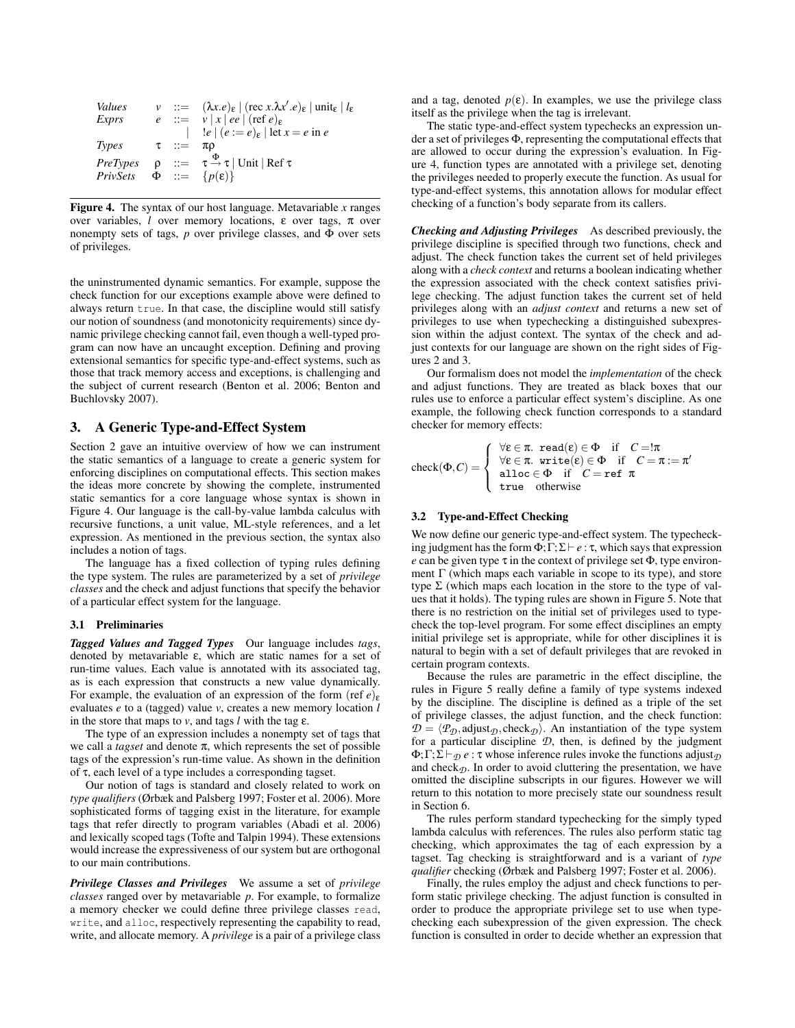$$
\begin{array}{llcl}
\textit{Values} & v & ::= & (\lambda x.e)_\varepsilon \mid (\text{rec } x.\lambda x'.e)_\varepsilon \mid \text{unit}_\varepsilon \mid l_\varepsilon \\
\textit{Exprs} & e & ::= & v \mid x \mid ee \mid (\text{ref } e)_\varepsilon \\
 & & \mid & !e \mid (e := e)_\varepsilon \mid \text{let } x = e \text{ in } e \\
\textit{Types} & \tau & ::= & \pi\rho \\
\textit{PreTypes} & \rho & ::= & \tau \xrightarrow{\Phi} \tau \mid \text{Unit} \mid \text{Ref } \tau \\
\textit{PrivSets} & \Phi & ::= & \{p(\varepsilon)\}
\end{array}
$$

**Figure 4.** The syntax of our host language. Metavariable $x$ ranges over variables, $l$ over memory locations, $\varepsilon$ over tags, $\pi$ over nonempty sets of tags, $p$ over privilege classes, and $\Phi$ over sets of privileges.

the uninstrumented dynamic semantics. For example, suppose the check function for our exceptions example above were defined to always return `true`. In that case, the discipline would still satisfy our notion of soundness (and monotonicity requirements) since dynamic privilege checking cannot fail, even though a well-typed program can now have an uncaught exception. Defining and proving extensional semantics for specific type-and-effect systems, such as those that track memory access and exceptions, is challenging and the subject of current research (Benton et al. 2006; Benton and Buchlovsky 2007).

## 3. A Generic Type-and-Effect System

Section 2 gave an intuitive overview of how we can instrument the static semantics of a language to create a generic system for enforcing disciplines on computational effects. This section makes the ideas more concrete by showing the complete, instrumented static semantics for a core language whose syntax is shown in Figure 4. Our language is the call-by-value lambda calculus with recursive functions, a unit value, ML-style references, and a let expression. As mentioned in the previous section, the syntax also includes a notion of tags.

The language has a fixed collection of typing rules defining the type system. The rules are parameterized by a set of *privilege classes* and the check and adjust functions that specify the behavior of a particular effect system for the language.

### 3.1 Preliminaries

***Tagged Values and Tagged Types*** Our language includes *tags*, denoted by metavariable $\varepsilon$, which are static names for a set of run-time values. Each value is annotated with its associated tag, as is each expression that constructs a new value dynamically. For example, the evaluation of an expression of the form $(\text{ref } e)_\varepsilon$ evaluates $e$ to a (tagged) value $v$, creates a new memory location $l$ in the store that maps to $v$, and tags $l$ with the tag $\varepsilon$.

The type of an expression includes a nonempty set of tags that we call a *tagset* and denote $\pi$, which represents the set of possible tags of the expression's run-time value. As shown in the definition of $\tau$, each level of a type includes a corresponding tagset.

Our notion of tags is standard and closely related to work on *type qualifiers* (Ørbæk and Palsberg 1997; Foster et al. 2006). More sophisticated forms of tagging exist in the literature, for example tags that refer directly to program variables (Abadi et al. 2006) and lexically scoped tags (Tofte and Talpin 1994). These extensions would increase the expressiveness of our system but are orthogonal to our main contributions.

***Privilege Classes and Privileges*** We assume a set of *privilege classes* ranged over by metavariable $p$. For example, to formalize a memory checker we could define three privilege classes `read`, `write`, and `alloc`, respectively representing the capability to read, write, and allocate memory. A *privilege* is a pair of a privilege class and a tag, denoted $p(\varepsilon)$. In examples, we use the privilege class itself as the privilege when the tag is irrelevant.

The static type-and-effect system typechecks an expression under a set of privileges $\Phi$, representing the computational effects that are allowed to occur during the expression's evaluation. In Figure 4, function types are annotated with a privilege set, denoting the privileges needed to properly execute the function. As usual for type-and-effect systems, this annotation allows for modular effect checking of a function's body separate from its callers.

***Checking and Adjusting Privileges*** As described previously, the privilege discipline is specified through two functions, check and adjust. The check function takes the current set of held privileges along with a *check context* and returns a boolean indicating whether the expression associated with the check context satisfies privilege checking. The adjust function takes the current set of held privileges along with an *adjust context* and returns a new set of privileges to use when typechecking a distinguished subexpression within the adjust context. The syntax of the check and adjust contexts for our language are shown on the right sides of Figures 2 and 3.

Our formalism does not model the *implementation* of the check and adjust functions. They are treated as black boxes that our rules use to enforce a particular effect system's discipline. As one example, the following check function corresponds to a standard checker for memory effects:

$$
\text{check}(\Phi, C) = \begin{cases} \forall \varepsilon \in \pi.\ \texttt{read}(\varepsilon) \in \Phi & \text{if} \quad C = !\pi \\ \forall \varepsilon \in \pi.\ \texttt{write}(\varepsilon) \in \Phi & \text{if} \quad C = \pi := \pi' \\ \texttt{alloc} \in \Phi \quad \text{if} \quad C = \texttt{ref } \pi \\ \texttt{true} \quad \text{otherwise} \end{cases}
$$

### 3.2 Type-and-Effect Checking

We now define our generic type-and-effect system. The typechecking judgment has the form $\Phi;\Gamma;\Sigma \vdash e : \tau$, which says that expression $e$ can be given type $\tau$ in the context of privilege set $\Phi$, type environment $\Gamma$ (which maps each variable in scope to its type), and store type $\Sigma$ (which maps each location in the store to the type of values that it holds). The typing rules are shown in Figure 5. Note that there is no restriction on the initial set of privileges used to typecheck the top-level program. For some effect disciplines an empty initial privilege set is appropriate, while for other disciplines it is natural to begin with a set of default privileges that are revoked in certain program contexts.

Because the rules are parametric in the effect discipline, the rules in Figure 5 really define a family of type systems indexed by the discipline. The discipline is defined as a triple of the set of privilege classes, the adjust function, and the check function: $\mathcal{D} = \langle \mathcal{P}_\mathcal{D}, \text{adjust}_\mathcal{D}, \text{check}_\mathcal{D} \rangle$. An instantiation of the type system for a particular discipline $\mathcal{D}$, then, is defined by the judgment $\Phi;\Gamma;\Sigma \vdash_\mathcal{D} e : \tau$ whose inference rules invoke the functions $\text{adjust}_\mathcal{D}$ and $\text{check}_\mathcal{D}$. In order to avoid cluttering the presentation, we have omitted the discipline subscripts in our figures. However we will return to this notation to more precisely state our soundness result in Section 6.

The rules perform standard typechecking for the simply typed lambda calculus with references. The rules also perform static tag checking, which approximates the tag of each expression by a tagset. Tag checking is straightforward and is a variant of *type qualifier* checking (Ørbæk and Palsberg 1997; Foster et al. 2006).

Finally, the rules employ the adjust and check functions to perform static privilege checking. The adjust function is consulted in order to produce the appropriate privilege set to use when typechecking each subexpression of the given expression. The check function is consulted in order to decide whether an expression that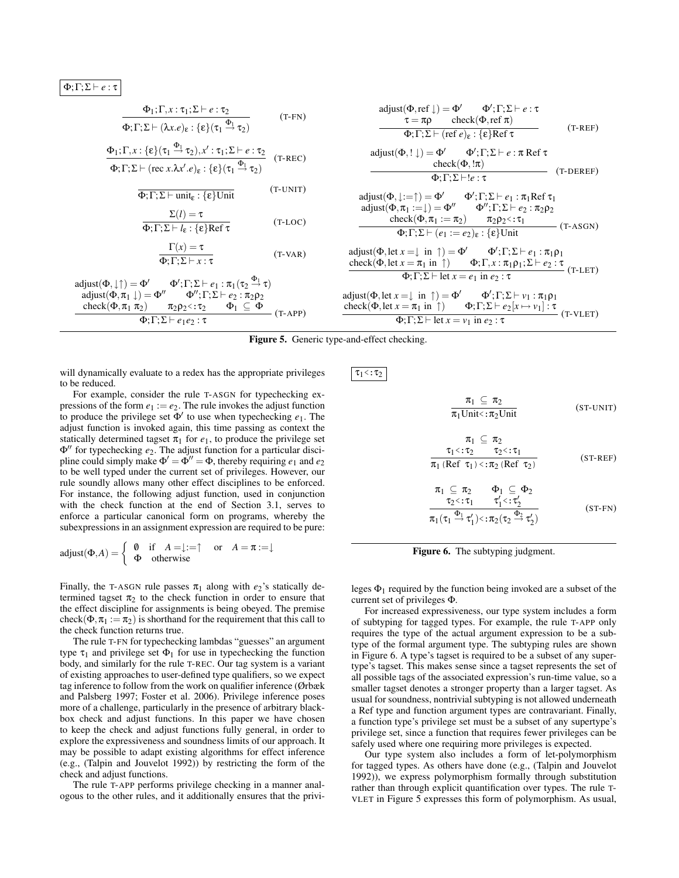$\boxed{\Phi;\Gamma;\Sigma \vdash e : \tau}$

$$\frac{\Phi_1;\Gamma, x:\tau_1;\Sigma \vdash e : \tau_2}{\Phi;\Gamma;\Sigma \vdash (\lambda x.e)_\varepsilon : \{\varepsilon\}(\tau_1 \xrightarrow{\Phi_1} \tau_2)} \quad \text{(T-FN)}$$

$$\frac{\Phi_1;\Gamma, x:\{\varepsilon\}(\tau_1 \xrightarrow{\Phi_1} \tau_2), x':\tau_1;\Sigma \vdash e : \tau_2}{\Phi;\Gamma;\Sigma \vdash (\mathrm{rec}\ x.\lambda x'.e)_\varepsilon : \{\varepsilon\}(\tau_1 \xrightarrow{\Phi_1} \tau_2)} \quad \text{(T-REC)}$$

$$\frac{}{\Phi;\Gamma;\Sigma \vdash \mathrm{unit}_\varepsilon : \{\varepsilon\}\mathrm{Unit}} \quad \text{(T-UNIT)}$$

$$\frac{\Sigma(l) = \tau}{\Phi;\Gamma;\Sigma \vdash l_\varepsilon : \{\varepsilon\}\mathrm{Ref}\ \tau} \quad \text{(T-LOC)}$$

$$\frac{\Gamma(x) = \tau}{\Phi;\Gamma;\Sigma \vdash x : \tau} \quad \text{(T-VAR)}$$

$$\frac{\begin{array}{ll}\mathrm{adjust}(\Phi, \downarrow\uparrow) = \Phi' & \Phi';\Gamma;\Sigma \vdash e_1 : \pi_1(\tau_2 \xrightarrow{\Phi_1} \tau) \\ \mathrm{adjust}(\Phi, \pi_1 \downarrow) = \Phi'' & \Phi'';\Gamma;\Sigma \vdash e_2 : \pi_2\rho_2 \\ \mathrm{check}(\Phi, \pi_1\ \pi_2) \quad \pi_2\rho_2 <: \tau_2 & \Phi_1 \subseteq \Phi\end{array}}{\Phi;\Gamma;\Sigma \vdash e_1 e_2 : \tau} \quad \text{(T-APP)}$$

$$\frac{\begin{array}{ll}\mathrm{adjust}(\Phi, \mathrm{ref}\downarrow) = \Phi' & \Phi';\Gamma;\Sigma \vdash e : \tau \\ \tau = \pi\rho & \mathrm{check}(\Phi, \mathrm{ref}\ \pi)\end{array}}{\Phi;\Gamma;\Sigma \vdash (\mathrm{ref}\ e)_\varepsilon : \{\varepsilon\}\mathrm{Ref}\ \tau} \quad \text{(T-REF)}$$

$$\frac{\begin{array}{ll}\mathrm{adjust}(\Phi, !\downarrow) = \Phi' & \Phi';\Gamma;\Sigma \vdash e : \pi\ \mathrm{Ref}\ \tau \\ \mathrm{check}(\Phi, !\pi) & \end{array}}{\Phi;\Gamma;\Sigma \vdash !e : \tau} \quad \text{(T-DEREF)}$$

$$\frac{\begin{array}{ll}\mathrm{adjust}(\Phi, \downarrow := \uparrow) = \Phi' & \Phi';\Gamma;\Sigma \vdash e_1 : \pi_1 \mathrm{Ref}\ \tau_1 \\ \mathrm{adjust}(\Phi, \pi_1 := \downarrow) = \Phi'' & \Phi'';\Gamma;\Sigma \vdash e_2 : \pi_2\rho_2 \\ \mathrm{check}(\Phi, \pi_1 := \pi_2) & \pi_2\rho_2 <: \tau_1\end{array}}{\Phi;\Gamma;\Sigma \vdash (e_1 := e_2)_\varepsilon : \{\varepsilon\}\mathrm{Unit}} \quad \text{(T-ASGN)}$$

$$\frac{\begin{array}{ll}\mathrm{adjust}(\Phi, \mathrm{let}\ x = \downarrow\ \mathrm{in}\ \uparrow) = \Phi' & \Phi';\Gamma;\Sigma \vdash e_1 : \pi_1\rho_1 \\ \mathrm{check}(\Phi, \mathrm{let}\ x = \pi_1\ \mathrm{in}\ \uparrow) & \Phi;\Gamma, x:\pi_1\rho_1;\Sigma \vdash e_2 : \tau\end{array}}{\Phi;\Gamma;\Sigma \vdash \mathrm{let}\ x = e_1\ \mathrm{in}\ e_2 : \tau} \quad \text{(T-LET)}$$

$$\frac{\begin{array}{ll}\mathrm{adjust}(\Phi, \mathrm{let}\ x = \downarrow\ \mathrm{in}\ \uparrow) = \Phi' & \Phi';\Gamma;\Sigma \vdash v_1 : \pi_1\rho_1 \\ \mathrm{check}(\Phi, \mathrm{let}\ x = \pi_1\ \mathrm{in}\ \uparrow) & \Phi;\Gamma;\Sigma \vdash e_2[x \mapsto v_1] : \tau\end{array}}{\Phi;\Gamma;\Sigma \vdash \mathrm{let}\ x = v_1\ \mathrm{in}\ e_2 : \tau} \quad \text{(T-VLET)}$$

**Figure 5.** Generic type-and-effect checking.

will dynamically evaluate to a redex has the appropriate privileges to be reduced.

For example, consider the rule T-ASGN for typechecking expressions of the form $e_1 := e_2$. The rule invokes the adjust function to produce the privilege set $\Phi'$ to use when typechecking $e_1$. The adjust function is invoked again, this time passing as context the statically determined tagset $\pi_1$ for $e_1$, to produce the privilege set $\Phi''$ for typechecking $e_2$. The adjust function for a particular discipline could simply make $\Phi' = \Phi'' = \Phi$, thereby requiring $e_1$ and $e_2$ to be well typed under the current set of privileges. However, our rule soundly allows many other effect disciplines to be enforced. For instance, the following adjust function, used in conjunction with the check function at the end of Section 3.1, serves to enforce a particular canonical form on programs, whereby the subexpressions in an assignment expression are required to be pure:

$$\mathrm{adjust}(\Phi, A) = \begin{cases} \emptyset & \text{if} \quad A = \downarrow := \uparrow \quad \text{or} \quad A = \pi := \downarrow \\ \Phi & \text{otherwise} \end{cases}$$

Finally, the T-ASGN rule passes $\pi_1$ along with $e_2$'s statically determined tagset $\pi_2$ to the check function in order to ensure that the effect discipline for assignments is being obeyed. The premise $\mathrm{check}(\Phi, \pi_1 := \pi_2)$ is shorthand for the requirement that this call to the check function returns true.

The rule T-FN for typechecking lambdas "guesses" an argument type $\tau_1$ and privilege set $\Phi_1$ for use in typechecking the function body, and similarly for the rule T-REC. Our tag system is a variant of existing approaches to user-defined type qualifiers, so we expect tag inference to follow from the work on qualifier inference (Ørbæk and Palsberg 1997; Foster et al. 2006). Privilege inference poses more of a challenge, particularly in the presence of arbitrary black-box check and adjust functions. In this paper we have chosen to keep the check and adjust functions fully general, in order to explore the expressiveness and soundness limits of our approach. It may be possible to adapt existing algorithms for effect inference (e.g., (Talpin and Jouvelot 1992)) by restricting the form of the check and adjust functions.

The rule T-APP performs privilege checking in a manner analogous to the other rules, and it additionally ensures that the privileges $\Phi_1$ required by the function being invoked are a subset of the current set of privileges $\Phi$.

$\boxed{\tau_1 <: \tau_2}$

$$\frac{\pi_1 \subseteq \pi_2}{\pi_1 \mathrm{Unit} <: \pi_2 \mathrm{Unit}} \quad \text{(ST-UNIT)}$$

$$\frac{\begin{array}{c}\pi_1 \subseteq \pi_2 \\ \tau_1 <: \tau_2 \quad \tau_2 <: \tau_1\end{array}}{\pi_1\ (\mathrm{Ref}\ \tau_1) <: \pi_2\ (\mathrm{Ref}\ \tau_2)} \quad \text{(ST-REF)}$$

$$\frac{\begin{array}{cc}\pi_1 \subseteq \pi_2 & \Phi_1 \subseteq \Phi_2 \\ \tau_2 <: \tau_1 & \tau_1' <: \tau_2'\end{array}}{\pi_1(\tau_1 \xrightarrow{\Phi_1} \tau_1') <: \pi_2(\tau_2 \xrightarrow{\Phi_2} \tau_2')} \quad \text{(ST-FN)}$$

**Figure 6.** The subtyping judgment.

For increased expressiveness, our type system includes a form of subtyping for tagged types. For example, the rule T-APP only requires the type of the actual argument expression to be a subtype of the formal argument type. The subtyping rules are shown in Figure 6. A type's tagset is required to be a subset of any supertype's tagset. This makes sense since a tagset represents the set of all possible tags of the associated expression's run-time value, so a smaller tagset denotes a stronger property than a larger tagset. As usual for soundness, nontrivial subtyping is not allowed underneath a Ref type and function argument types are contravariant. Finally, a function type's privilege set must be a subset of any supertype's privilege set, since a function that requires fewer privileges can be safely used where one requiring more privileges is expected.

Our type system also includes a form of let-polymorphism for tagged types. As others have done (e.g., (Talpin and Jouvelot 1992)), we express polymorphism formally through substitution rather than through explicit quantification over types. The rule T-VLET in Figure 5 expresses this form of polymorphism. As usual,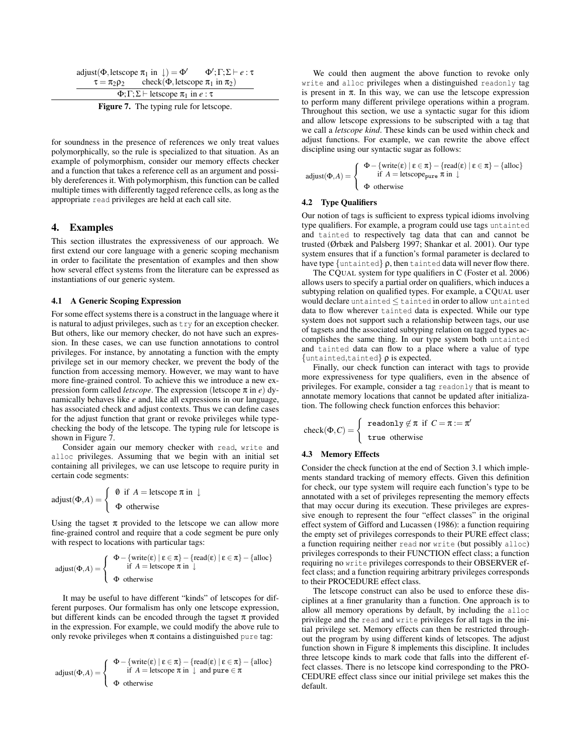$$\frac{\text{adjust}(\Phi, \text{letscope } \pi_1 \text{ in } \downarrow) = \Phi' \qquad \Phi'; \Gamma; \Sigma \vdash e : \tau \qquad \tau = \pi_2 \rho_2 \qquad \text{check}(\Phi, \text{letscope } \pi_1 \text{ in } \pi_2)}{\Phi; \Gamma; \Sigma \vdash \text{letscope } \pi_1 \text{ in } e : \tau}$$

**Figure 7.** The typing rule for letscope.

for soundness in the presence of references we only treat values polymorphically, so the rule is specialized to that situation. As an example of polymorphism, consider our memory effects checker and a function that takes a reference cell as an argument and possibly dereferences it. With polymorphism, this function can be called multiple times with differently tagged reference cells, as long as the appropriate `read` privileges are held at each call site.

## 4. Examples

This section illustrates the expressiveness of our approach. We first extend our core language with a generic scoping mechanism in order to facilitate the presentation of examples and then show how several effect systems from the literature can be expressed as instantiations of our generic system.

### 4.1 A Generic Scoping Expression

For some effect systems there is a construct in the language where it is natural to adjust privileges, such as `try` for an exception checker. But others, like our memory checker, do not have such an expression. In these cases, we can use function annotations to control privileges. For instance, by annotating a function with the empty privilege set in our memory checker, we prevent the body of the function from accessing memory. However, we may want to have more fine-grained control. To achieve this we introduce a new expression form called *letscope*. The expression (letscope $\pi$ in $e$) dynamically behaves like $e$ and, like all expressions in our language, has associated check and adjust contexts. Thus we can define cases for the adjust function that grant or revoke privileges while typechecking the body of the letscope. The typing rule for letscope is shown in Figure 7.

Consider again our memory checker with `read`, `write` and `alloc` privileges. Assuming that we begin with an initial set containing all privileges, we can use letscope to require purity in certain code segments:

$$\text{adjust}(\Phi, A) = \begin{cases} \emptyset & \text{if } A = \text{letscope } \pi \text{ in } \downarrow \\ \Phi & \text{otherwise} \end{cases}$$

Using the tagset $\pi$ provided to the letscope we can allow more fine-grained control and require that a code segment be pure only with respect to locations with particular tags:

$$\text{adjust}(\Phi, A) = \begin{cases} \Phi - \{\text{write}(\varepsilon) \mid \varepsilon \in \pi\} - \{\text{read}(\varepsilon) \mid \varepsilon \in \pi\} - \{\text{alloc}\} \\ \quad \text{if } A = \text{letscope } \pi \text{ in } \downarrow \\ \Phi \quad \text{otherwise} \end{cases}$$

It may be useful to have different "kinds" of letscopes for different purposes. Our formalism has only one letscope expression, but different kinds can be encoded through the tagset $\pi$ provided in the expression. For example, we could modify the above rule to only revoke privileges when $\pi$ contains a distinguished `pure` tag:

$$\text{adjust}(\Phi, A) = \begin{cases} \Phi - \{\text{write}(\varepsilon) \mid \varepsilon \in \pi\} - \{\text{read}(\varepsilon) \mid \varepsilon \in \pi\} - \{\text{alloc}\} \\ \quad \text{if } A = \text{letscope } \pi \text{ in } \downarrow \text{ and } \texttt{pure} \in \pi \\ \Phi \quad \text{otherwise} \end{cases}$$

We could then augment the above function to revoke only `write` and `alloc` privileges when a distinguished `readonly` tag is present in $\pi$. In this way, we can use the letscope expression to perform many different privilege operations within a program. Throughout this section, we use a syntactic sugar for this idiom and allow letscope expressions to be subscripted with a tag that we call a *letscope kind*. These kinds can be used within check and adjust functions. For example, we can rewrite the above effect discipline using our syntactic sugar as follows:

$$\text{adjust}(\Phi, A) = \begin{cases} \Phi - \{\text{write}(\varepsilon) \mid \varepsilon \in \pi\} - \{\text{read}(\varepsilon) \mid \varepsilon \in \pi\} - \{\text{alloc}\} \\ \quad \text{if } A = \text{letscope}_{\texttt{pure}}\ \pi \text{ in } \downarrow \\ \Phi \quad \text{otherwise} \end{cases}$$

### 4.2 Type Qualifiers

Our notion of tags is sufficient to express typical idioms involving type qualifiers. For example, a program could use tags `untainted` and `tainted` to respectively tag data that can and cannot be trusted (Ørbæk and Palsberg 1997; Shankar et al. 2001). Our type system ensures that if a function's formal parameter is declared to have type $\{\texttt{untainted}\}\ \rho$, then `tainted` data will never flow there.

The CQUAL system for type qualifiers in C (Foster et al. 2006) allows users to specify a partial order on qualifiers, which induces a subtyping relation on qualified types. For example, a CQUAL user would declare `untainted` $\leq$ `tainted` in order to allow `untainted` data to flow wherever `tainted` data is expected. While our type system does not support such a relationship between tags, our use of tagsets and the associated subtyping relation on tagged types accomplishes the same thing. In our type system both `untainted` and `tainted` data can flow to a place where a value of type $\{\texttt{untainted}, \texttt{tainted}\}\ \rho$ is expected.

Finally, our check function can interact with tags to provide more expressiveness for type qualifiers, even in the absence of privileges. For example, consider a tag `readonly` that is meant to annotate memory locations that cannot be updated after initialization. The following check function enforces this behavior:

$$\text{check}(\Phi, C) = \begin{cases} \texttt{readonly} \notin \pi & \text{if } C = \pi := \pi' \\ \texttt{true} & \text{otherwise} \end{cases}$$

### 4.3 Memory Effects

Consider the check function at the end of Section 3.1 which implements standard tracking of memory effects. Given this definition for check, our type system will require each function's type to be annotated with a set of privileges representing the memory effects that may occur during its execution. These privileges are expressive enough to represent the four "effect classes" in the original effect system of Gifford and Lucassen (1986): a function requiring the empty set of privileges corresponds to their PURE effect class; a function requiring neither `read` nor `write` (but possibly `alloc`) privileges corresponds to their FUNCTION effect class; a function requiring no `write` privileges corresponds to their OBSERVER effect class; and a function requiring arbitrary privileges corresponds to their PROCEDURE effect class.

The letscope construct can also be used to enforce these disciplines at a finer granularity than a function. One approach is to allow all memory operations by default, by including the `alloc` privilege and the `read` and `write` privileges for all tags in the initial privilege set. Memory effects can then be restricted throughout the program by using different kinds of letscopes. The adjust function shown in Figure 8 implements this discipline. It includes three letscope kinds to mark code that falls into the different effect classes. There is no letscope kind corresponding to the PROCEDURE effect class since our initial privilege set makes this the default.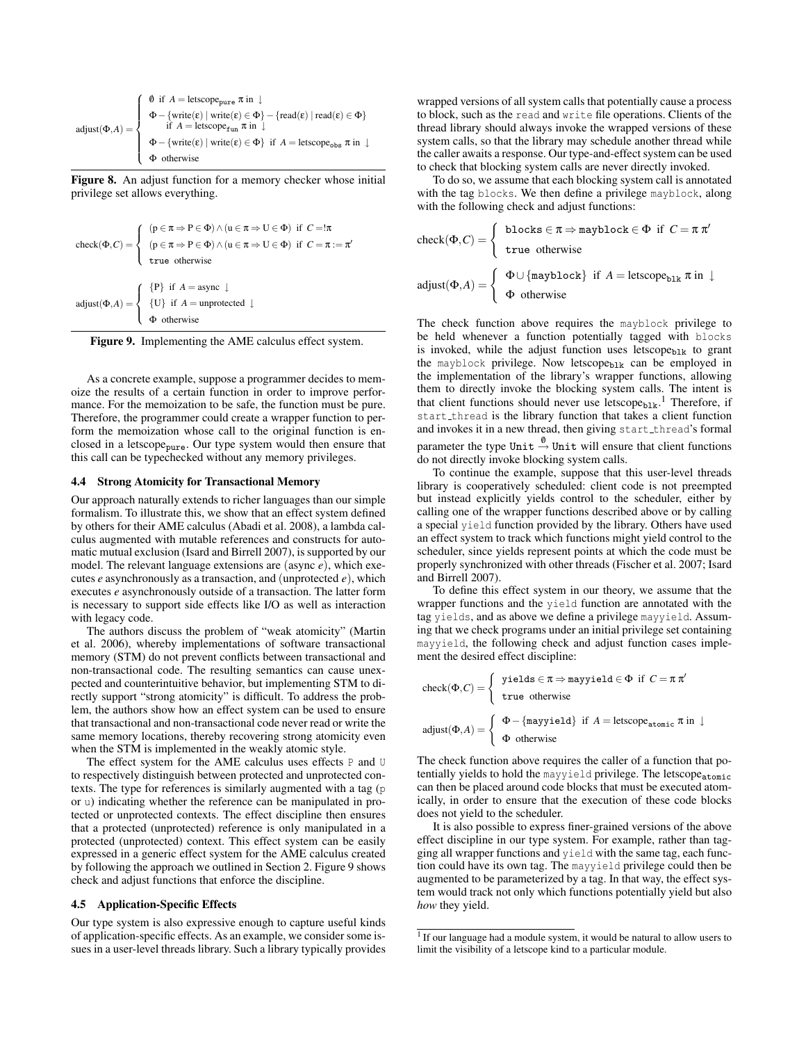$$
\text{adjust}(\Phi, A) = \begin{cases} \emptyset \text{ if } A = \text{letscope}_{\texttt{pure}}\ \pi \text{ in } \downarrow \\ \Phi - \{\text{write}(\varepsilon) \mid \text{write}(\varepsilon) \in \Phi\} - \{\text{read}(\varepsilon) \mid \text{read}(\varepsilon) \in \Phi\} \\ \quad \text{if } A = \text{letscope}_{\texttt{fun}}\ \pi \text{ in } \downarrow \\ \Phi - \{\text{write}(\varepsilon) \mid \text{write}(\varepsilon) \in \Phi\} \text{ if } A = \text{letscope}_{\texttt{obs}}\ \pi \text{ in } \downarrow \\ \Phi \text{ otherwise} \end{cases}
$$

**Figure 8.** An adjust function for a memory checker whose initial privilege set allows everything.

$$
\text{check}(\Phi, C) = \begin{cases} (\text{p} \in \pi \Rightarrow \text{P} \in \Phi) \wedge (\text{u} \in \pi \Rightarrow \text{U} \in \Phi) \text{ if } C = !\pi \\ (\text{p} \in \pi \Rightarrow \text{P} \in \Phi) \wedge (\text{u} \in \pi \Rightarrow \text{U} \in \Phi) \text{ if } C = \pi := \pi' \\ \texttt{true} \text{ otherwise} \end{cases}
$$

$$
\text{adjust}(\Phi, A) = \begin{cases} \{\text{P}\} \text{ if } A = \text{async } \downarrow \\ \{\text{U}\} \text{ if } A = \text{unprotected } \downarrow \\ \Phi \text{ otherwise} \end{cases}
$$

**Figure 9.** Implementing the AME calculus effect system.

As a concrete example, suppose a programmer decides to memoize the results of a certain function in order to improve performance. For the memoization to be safe, the function must be pure. Therefore, the programmer could create a wrapper function to perform the memoization whose call to the original function is enclosed in a $\text{letscope}_{\texttt{pure}}$. Our type system would then ensure that this call can be typechecked without any memory privileges.

### 4.4 Strong Atomicity for Transactional Memory

Our approach naturally extends to richer languages than our simple formalism. To illustrate this, we show that an effect system defined by others for their AME calculus (Abadi et al. 2008), a lambda calculus augmented with mutable references and constructs for automatic mutual exclusion (Isard and Birrell 2007), is supported by our model. The relevant language extensions are (async $e$), which executes $e$ asynchronously as a transaction, and (unprotected $e$), which executes $e$ asynchronously outside of a transaction. The latter form is necessary to support side effects like I/O as well as interaction with legacy code.

The authors discuss the problem of "weak atomicity" (Martin et al. 2006), whereby implementations of software transactional memory (STM) do not prevent conflicts between transactional and non-transactional code. The resulting semantics can cause unexpected and counterintuitive behavior, but implementing STM to directly support "strong atomicity" is difficult. To address the problem, the authors show how an effect system can be used to ensure that transactional and non-transactional code never read or write the same memory locations, thereby recovering strong atomicity even when the STM is implemented in the weakly atomic style.

The effect system for the AME calculus uses effects P and U to respectively distinguish between protected and unprotected contexts. The type for references is similarly augmented with a tag (p or u) indicating whether the reference can be manipulated in protected or unprotected contexts. The effect discipline then ensures that a protected (unprotected) reference is only manipulated in a protected (unprotected) context. This effect system can be easily expressed in a generic effect system for the AME calculus created by following the approach we outlined in Section 2. Figure 9 shows check and adjust functions that enforce the discipline.

### 4.5 Application-Specific Effects

Our type system is also expressive enough to capture useful kinds of application-specific effects. As an example, we consider some issues in a user-level threads library. Such a library typically provides wrapped versions of all system calls that potentially cause a process to block, such as the `read` and `write` file operations. Clients of the thread library should always invoke the wrapped versions of these system calls, so that the library may schedule another thread while the caller awaits a response. Our type-and-effect system can be used to check that blocking system calls are never directly invoked.

To do so, we assume that each blocking system call is annotated with the tag `blocks`. We then define a privilege `mayblock`, along with the following check and adjust functions:

$$
\text{check}(\Phi, C) = \begin{cases} \texttt{blocks} \in \pi \Rightarrow \texttt{mayblock} \in \Phi \text{ if } C = \pi\ \pi' \\ \texttt{true} \text{ otherwise} \end{cases}
$$

$$
\text{adjust}(\Phi, A) = \begin{cases} \Phi \cup \{\texttt{mayblock}\} \text{ if } A = \text{letscope}_{\texttt{blk}}\ \pi \text{ in } \downarrow \\ \Phi \text{ otherwise} \end{cases}
$$

The check function above requires the `mayblock` privilege to be held whenever a function potentially tagged with `blocks` is invoked, while the adjust function uses $\text{letscope}_{\texttt{blk}}$ to grant the `mayblock` privilege. Now $\text{letscope}_{\texttt{blk}}$ can be employed in the implementation of the library's wrapper functions, allowing them to directly invoke the blocking system calls. The intent is that client functions should never use $\text{letscope}_{\texttt{blk}}$.[1] Therefore, if `start_thread` is the library function that takes a client function and invokes it in a new thread, then giving `start_thread`'s formal parameter the type $\texttt{Unit} \xrightarrow{\emptyset} \texttt{Unit}$ will ensure that client functions do not directly invoke blocking system calls.

To continue the example, suppose that this user-level threads library is cooperatively scheduled: client code is not preempted but instead explicitly yields control to the scheduler, either by calling one of the wrapper functions described above or by calling a special `yield` function provided by the library. Others have used an effect system to track which functions might yield control to the scheduler, since yields represent points at which the code must be properly synchronized with other threads (Fischer et al. 2007; Isard and Birrell 2007).

To define this effect system in our theory, we assume that the wrapper functions and the `yield` function are annotated with the tag `yields`, and as above we define a privilege `mayyield`. Assuming that we check programs under an initial privilege set containing `mayyield`, the following check and adjust function cases implement the desired effect discipline:

$$
\text{check}(\Phi, C) = \begin{cases} \texttt{yields} \in \pi \Rightarrow \texttt{mayyield} \in \Phi \text{ if } C = \pi\ \pi' \\ \texttt{true} \text{ otherwise} \end{cases}
$$

$$
\text{adjust}(\Phi, A) = \begin{cases} \Phi - \{\texttt{mayyield}\} \text{ if } A = \text{letscope}_{\texttt{atomic}}\ \pi \text{ in } \downarrow \\ \Phi \text{ otherwise} \end{cases}
$$

The check function above requires the caller of a function that potentially yields to hold the `mayyield` privilege. The $\text{letscope}_{\texttt{atomic}}$ can then be placed around code blocks that must be executed atomically, in order to ensure that the execution of these code blocks does not yield to the scheduler.

It is also possible to express finer-grained versions of the above effect discipline in our type system. For example, rather than tagging all wrapper functions and `yield` with the same tag, each function could have its own tag. The `mayyield` privilege could then be augmented to be parameterized by a tag. In that way, the effect system would track not only which functions potentially yield but also *how* they yield.

---

[1] If our language had a module system, it would be natural to allow users to limit the visibility of a letscope kind to a particular module.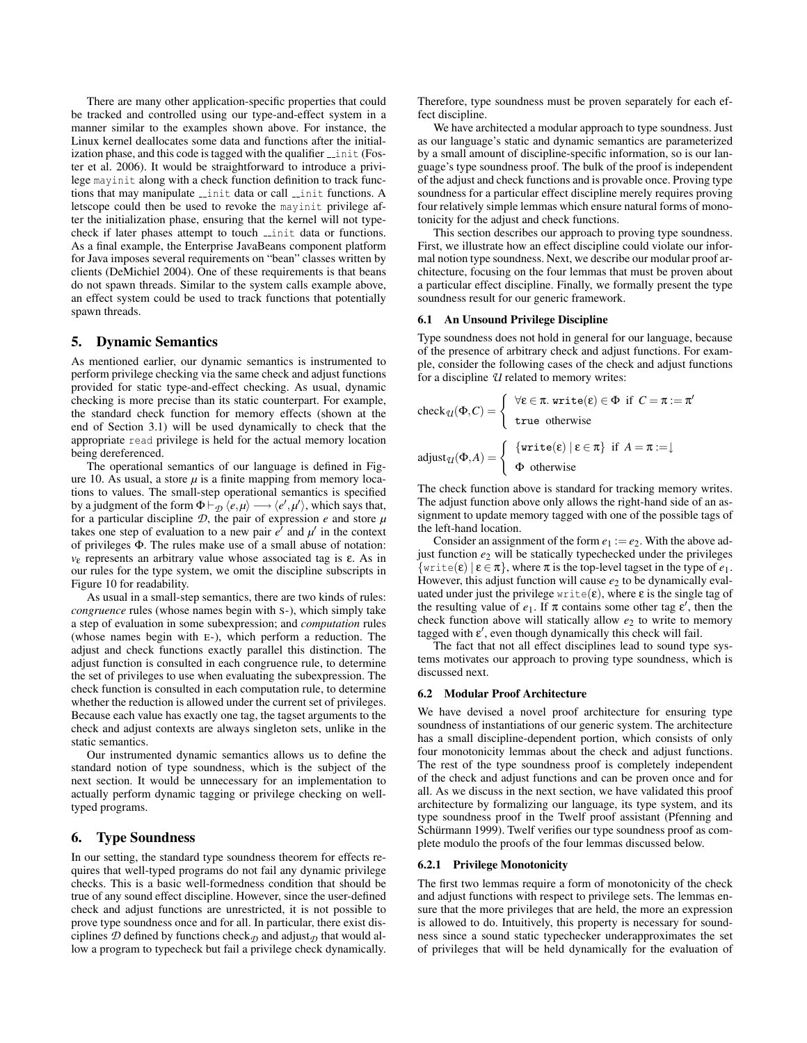There are many other application-specific properties that could be tracked and controlled using our type-and-effect system in a manner similar to the examples shown above. For instance, the Linux kernel deallocates some data and functions after the initialization phase, and this code is tagged with the qualifier `__init` (Foster et al. 2006). It would be straightforward to introduce a privilege `mayinit` along with a check function definition to track functions that may manipulate `__init` data or call `__init` functions. A letscope could then be used to revoke the `mayinit` privilege after the initialization phase, ensuring that the kernel will not typecheck if later phases attempt to touch `__init` data or functions. As a final example, the Enterprise JavaBeans component platform for Java imposes several requirements on "bean" classes written by clients (DeMichiel 2004). One of these requirements is that beans do not spawn threads. Similar to the system calls example above, an effect system could be used to track functions that potentially spawn threads.

## 5. Dynamic Semantics

As mentioned earlier, our dynamic semantics is instrumented to perform privilege checking via the same check and adjust functions provided for static type-and-effect checking. As usual, dynamic checking is more precise than its static counterpart. For example, the standard check function for memory effects (shown at the end of Section 3.1) will be used dynamically to check that the appropriate `read` privilege is held for the actual memory location being dereferenced.

The operational semantics of our language is defined in Figure 10. As usual, a store $\mu$ is a finite mapping from memory locations to values. The small-step operational semantics is specified by a judgment of the form $\Phi \vdash_{\mathcal{D}} \langle e, \mu \rangle \longrightarrow \langle e', \mu' \rangle$, which says that, for a particular discipline $\mathcal{D}$, the pair of expression $e$ and store $\mu$ takes one step of evaluation to a new pair $e'$ and $\mu'$ in the context of privileges $\Phi$. The rules make use of a small abuse of notation: $v_\varepsilon$ represents an arbitrary value whose associated tag is $\varepsilon$. As in our rules for the type system, we omit the discipline subscripts in Figure 10 for readability.

As usual in a small-step semantics, there are two kinds of rules: *congruence* rules (whose names begin with S-), which simply take a step of evaluation in some subexpression; and *computation* rules (whose names begin with E-), which perform a reduction. The adjust and check functions exactly parallel this distinction. The adjust function is consulted in each congruence rule, to determine the set of privileges to use when evaluating the subexpression. The check function is consulted in each computation rule, to determine whether the reduction is allowed under the current set of privileges. Because each value has exactly one tag, the tagset arguments to the check and adjust contexts are always singleton sets, unlike in the static semantics.

Our instrumented dynamic semantics allows us to define the standard notion of type soundness, which is the subject of the next section. It would be unnecessary for an implementation to actually perform dynamic tagging or privilege checking on well-typed programs.

## 6. Type Soundness

In our setting, the standard type soundness theorem for effects requires that well-typed programs do not fail any dynamic privilege checks. This is a basic well-formedness condition that should be true of any sound effect discipline. However, since the user-defined check and adjust functions are unrestricted, it is not possible to prove type soundness once and for all. In particular, there exist disciplines $\mathcal{D}$ defined by functions $\text{check}_{\mathcal{D}}$ and $\text{adjust}_{\mathcal{D}}$ that would allow a program to typecheck but fail a privilege check dynamically. Therefore, type soundness must be proven separately for each effect discipline.

We have architected a modular approach to type soundness. Just as our language's static and dynamic semantics are parameterized by a small amount of discipline-specific information, so is our language's type soundness proof. The bulk of the proof is independent of the adjust and check functions and is provable once. Proving type soundness for a particular effect discipline merely requires proving four relatively simple lemmas which ensure natural forms of monotonicity for the adjust and check functions.

This section describes our approach to proving type soundness. First, we illustrate how an effect discipline could violate our informal notion type soundness. Next, we describe our modular proof architecture, focusing on the four lemmas that must be proven about a particular effect discipline. Finally, we formally present the type soundness result for our generic framework.

### 6.1 An Unsound Privilege Discipline

Type soundness does not hold in general for our language, because of the presence of arbitrary check and adjust functions. For example, consider the following cases of the check and adjust functions for a discipline $\mathcal{U}$ related to memory writes:

$$\text{check}_{\mathcal{U}}(\Phi, C) = \begin{cases} \forall \varepsilon \in \pi.\ \texttt{write}(\varepsilon) \in \Phi & \text{if } C = \pi := \pi' \\ \texttt{true} & \text{otherwise} \end{cases}$$

$$\text{adjust}_{\mathcal{U}}(\Phi, A) = \begin{cases} \{\texttt{write}(\varepsilon) \mid \varepsilon \in \pi\} & \text{if } A = \pi := \downarrow \\ \Phi & \text{otherwise} \end{cases}$$

The check function above is standard for tracking memory writes. The adjust function above only allows the right-hand side of an assignment to update memory tagged with one of the possible tags of the left-hand location.

Consider an assignment of the form $e_1 := e_2$. With the above adjust function $e_2$ will be statically typechecked under the privileges $\{\texttt{write}(\varepsilon) \mid \varepsilon \in \pi\}$, where $\pi$ is the top-level tagset in the type of $e_1$. However, this adjust function will cause $e_2$ to be dynamically evaluated under just the privilege $\texttt{write}(\varepsilon)$, where $\varepsilon$ is the single tag of the resulting value of $e_1$. If $\pi$ contains some other tag $\varepsilon'$, then the check function above will statically allow $e_2$ to write to memory tagged with $\varepsilon'$, even though dynamically this check will fail.

The fact that not all effect disciplines lead to sound type systems motivates our approach to proving type soundness, which is discussed next.

### 6.2 Modular Proof Architecture

We have devised a novel proof architecture for ensuring type soundness of instantiations of our generic system. The architecture has a small discipline-dependent portion, which consists of only four monotonicity lemmas about the check and adjust functions. The rest of the type soundness proof is completely independent of the check and adjust functions and can be proven once and for all. As we discuss in the next section, we have validated this proof architecture by formalizing our language, its type system, and its type soundness proof in the Twelf proof assistant (Pfenning and Schürmann 1999). Twelf verifies our type soundness proof as complete modulo the proofs of the four lemmas discussed below.

#### 6.2.1 Privilege Monotonicity

The first two lemmas require a form of monotonicity of the check and adjust functions with respect to privilege sets. The lemmas ensure that the more privileges that are held, the more an expression is allowed to do. Intuitively, this property is necessary for soundness since a sound static typechecker underapproximates the set of privileges that will be held dynamically for the evaluation of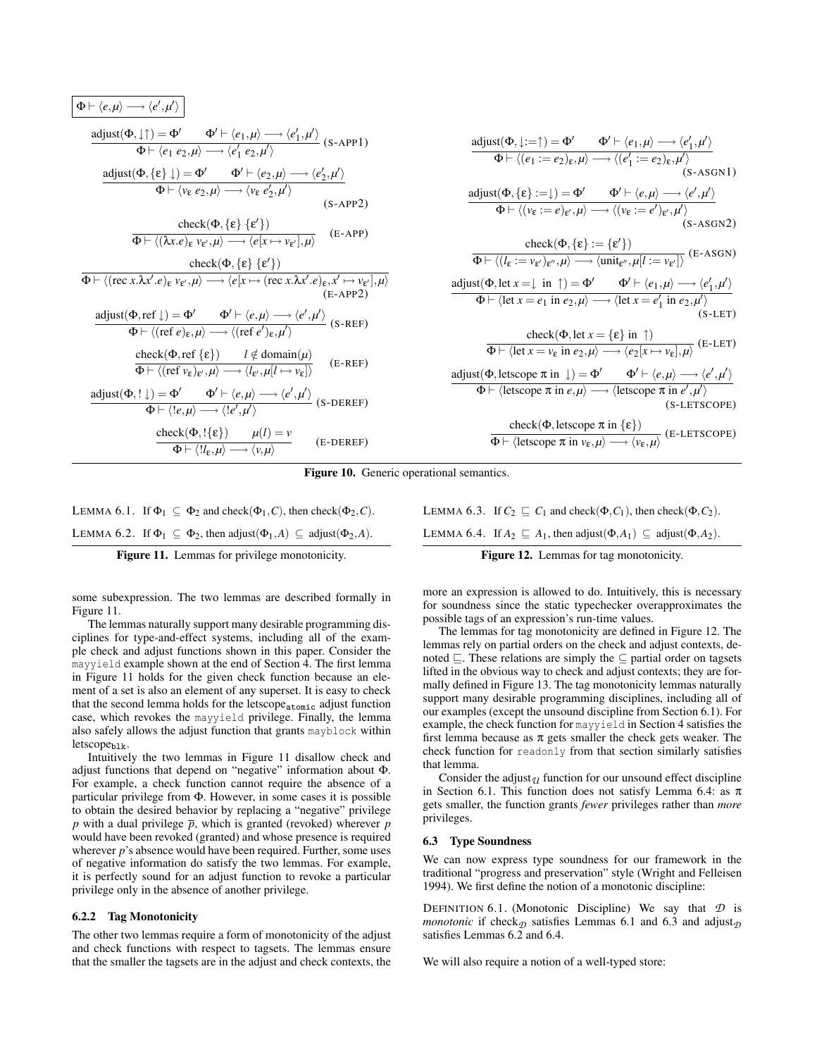$$\boxed{\Phi \vdash \langle e, \mu \rangle \longrightarrow \langle e', \mu' \rangle}$$

$$\frac{\text{adjust}(\Phi, \downarrow\uparrow) = \Phi' \qquad \Phi' \vdash \langle e_1, \mu \rangle \longrightarrow \langle e_1', \mu' \rangle}{\Phi \vdash \langle e_1\ e_2, \mu \rangle \longrightarrow \langle e_1'\ e_2, \mu' \rangle} \text{ (S-APP1)}$$

$$\frac{\text{adjust}(\Phi, \{\varepsilon\} \downarrow) = \Phi' \qquad \Phi' \vdash \langle e_2, \mu \rangle \longrightarrow \langle e_2', \mu' \rangle}{\Phi \vdash \langle v_\varepsilon\ e_2, \mu \rangle \longrightarrow \langle v_\varepsilon\ e_2', \mu' \rangle} \text{ (S-APP2)}$$

$$\frac{\text{check}(\Phi, \{\varepsilon\}\ \{\varepsilon'\})}{\Phi \vdash \langle (\lambda x.e)_\varepsilon\ v_{\varepsilon'}, \mu \rangle \longrightarrow \langle e[x \mapsto v_{\varepsilon'}], \mu \rangle} \text{ (E-APP)}$$

$$\frac{\text{check}(\Phi, \{\varepsilon\}\ \{\varepsilon'\})}{\Phi \vdash \langle (\text{rec } x.\lambda x'.e)_\varepsilon\ v_{\varepsilon'}, \mu \rangle \longrightarrow \langle e[x \mapsto (\text{rec } x.\lambda x'.e)_\varepsilon, x' \mapsto v_{\varepsilon'}], \mu \rangle} \text{ (E-APP2)}$$

$$\frac{\text{adjust}(\Phi, \text{ref} \downarrow) = \Phi' \qquad \Phi' \vdash \langle e, \mu \rangle \longrightarrow \langle e', \mu' \rangle}{\Phi \vdash \langle (\text{ref } e)_\varepsilon, \mu \rangle \longrightarrow \langle (\text{ref } e')_\varepsilon, \mu' \rangle} \text{ (S-REF)}$$

$$\frac{\text{check}(\Phi, \text{ref } \{\varepsilon\}) \qquad l \notin \text{domain}(\mu)}{\Phi \vdash \langle (\text{ref } v_\varepsilon)_{\varepsilon'}, \mu \rangle \longrightarrow \langle l_{\varepsilon'}, \mu[l \mapsto v_\varepsilon] \rangle} \text{ (E-REF)}$$

$$\frac{\text{adjust}(\Phi, ! \downarrow) = \Phi' \qquad \Phi' \vdash \langle e, \mu \rangle \longrightarrow \langle e', \mu' \rangle}{\Phi \vdash \langle !e, \mu \rangle \longrightarrow \langle !e', \mu' \rangle} \text{ (S-DEREF)}$$

$$\frac{\text{check}(\Phi, !\{\varepsilon\}) \qquad \mu(l) = v}{\Phi \vdash \langle !l_\varepsilon, \mu \rangle \longrightarrow \langle v, \mu \rangle} \text{ (E-DEREF)}$$

$$\frac{\text{adjust}(\Phi, \downarrow := \uparrow) = \Phi' \qquad \Phi' \vdash \langle e_1, \mu \rangle \longrightarrow \langle e_1', \mu' \rangle}{\Phi \vdash \langle (e_1 := e_2)_\varepsilon, \mu \rangle \longrightarrow \langle (e_1' := e_2)_\varepsilon, \mu' \rangle} \text{ (S-ASGN1)}$$

$$\frac{\text{adjust}(\Phi, \{\varepsilon\} := \downarrow) = \Phi' \qquad \Phi' \vdash \langle e, \mu \rangle \longrightarrow \langle e', \mu' \rangle}{\Phi \vdash \langle (v_\varepsilon := e)_{\varepsilon'}, \mu \rangle \longrightarrow \langle (v_\varepsilon := e')_{\varepsilon'}, \mu' \rangle} \text{ (S-ASGN2)}$$

$$\frac{\text{check}(\Phi, \{\varepsilon\} := \{\varepsilon'\})}{\Phi \vdash \langle (l_\varepsilon := v_{\varepsilon'})_{\varepsilon''}, \mu \rangle \longrightarrow \langle \text{unit}_{\varepsilon''}, \mu[l := v_{\varepsilon'}] \rangle} \text{ (E-ASGN)}$$

$$\frac{\text{adjust}(\Phi, \text{let } x = \downarrow \text{ in } \uparrow) = \Phi' \qquad \Phi' \vdash \langle e_1, \mu \rangle \longrightarrow \langle e_1', \mu' \rangle}{\Phi \vdash \langle \text{let } x = e_1 \text{ in } e_2, \mu \rangle \longrightarrow \langle \text{let } x = e_1' \text{ in } e_2, \mu' \rangle} \text{ (S-LET)}$$

$$\frac{\text{check}(\Phi, \text{let } x = \{\varepsilon\} \text{ in } \uparrow)}{\Phi \vdash \langle \text{let } x = v_\varepsilon \text{ in } e_2, \mu \rangle \longrightarrow \langle e_2[x \mapsto v_\varepsilon], \mu \rangle} \text{ (E-LET)}$$

$$\frac{\text{adjust}(\Phi, \text{letscope } \pi \text{ in } \downarrow) = \Phi' \qquad \Phi' \vdash \langle e, \mu \rangle \longrightarrow \langle e', \mu' \rangle}{\Phi \vdash \langle \text{letscope } \pi \text{ in } e, \mu \rangle \longrightarrow \langle \text{letscope } \pi \text{ in } e', \mu' \rangle} \text{ (S-LETSCOPE)}$$

$$\frac{\text{check}(\Phi, \text{letscope } \pi \text{ in } \{\varepsilon\})}{\Phi \vdash \langle \text{letscope } \pi \text{ in } v_\varepsilon, \mu \rangle \longrightarrow \langle v_\varepsilon, \mu \rangle} \text{ (E-LETSCOPE)}$$

**Figure 10.** Generic operational semantics.

LEMMA 6.1. If $\Phi_1 \subseteq \Phi_2$ and check$(\Phi_1, C)$, then check$(\Phi_2, C)$.

LEMMA 6.2. If $\Phi_1 \subseteq \Phi_2$, then adjust$(\Phi_1, A) \subseteq$ adjust$(\Phi_2, A)$.

**Figure 11.** Lemmas for privilege monotonicity.

LEMMA 6.3. If $C_2 \sqsubseteq C_1$ and check$(\Phi, C_1)$, then check$(\Phi, C_2)$.

LEMMA 6.4. If $A_2 \sqsubseteq A_1$, then adjust$(\Phi, A_1) \subseteq$ adjust$(\Phi, A_2)$.

**Figure 12.** Lemmas for tag monotonicity.

some subexpression. The two lemmas are described formally in Figure 11.

The lemmas naturally support many desirable programming disciplines for type-and-effect systems, including all of the example check and adjust functions shown in this paper. Consider the mayyield example shown at the end of Section 4. The first lemma in Figure 11 holds for the given check function because an element of a set is also an element of any superset. It is easy to check that the second lemma holds for the letscope$_{\texttt{atomic}}$ adjust function case, which revokes the mayyield privilege. Finally, the lemma also safely allows the adjust function that grants mayblock within letscope$_{\texttt{blk}}$.

Intuitively the two lemmas in Figure 11 disallow check and adjust functions that depend on "negative" information about $\Phi$. For example, a check function cannot require the absence of a particular privilege from $\Phi$. However, in some cases it is possible to obtain the desired behavior by replacing a "negative" privilege $p$ with a dual privilege $\overline{p}$, which is granted (revoked) wherever $p$ would have been revoked (granted) and whose presence is required wherever $p$'s absence would have been required. Further, some uses of negative information do satisfy the two lemmas. For example, it is perfectly sound for an adjust function to revoke a particular privilege only in the absence of another privilege.

#### 6.2.2 Tag Monotonicity

The other two lemmas require a form of monotonicity of the adjust and check functions with respect to tagsets. The lemmas ensure that the smaller the tagsets are in the adjust and check contexts, the more an expression is allowed to do. Intuitively, this is necessary for soundness since the static typechecker overapproximates the possible tags of an expression's run-time values.

The lemmas for tag monotonicity are defined in Figure 12. The lemmas rely on partial orders on the check and adjust contexts, denoted $\sqsubseteq$. These relations are simply the $\subseteq$ partial order on tagsets lifted in the obvious way to check and adjust contexts; they are formally defined in Figure 13. The tag monotonicity lemmas naturally support many desirable programming disciplines, including all of our examples (except the unsound discipline from Section 6.1). For example, the check function for mayyield in Section 4 satisfies the first lemma because as $\pi$ gets smaller the check gets weaker. The check function for readonly from that section similarly satisfies that lemma.

Consider the adjust$_{\mathcal{U}}$ function for our unsound effect discipline in Section 6.1. This function does not satisfy Lemma 6.4: as $\pi$ gets smaller, the function grants *fewer* privileges rather than *more* privileges.

### 6.3 Type Soundness

We can now express type soundness for our framework in the traditional "progress and preservation" style (Wright and Felleisen 1994). We first define the notion of a monotonic discipline:

DEFINITION 6.1. (Monotonic Discipline) We say that $\mathcal{D}$ is *monotonic* if check$_{\mathcal{D}}$ satisfies Lemmas 6.1 and 6.3 and adjust$_{\mathcal{D}}$ satisfies Lemmas 6.2 and 6.4.

We will also require a notion of a well-typed store: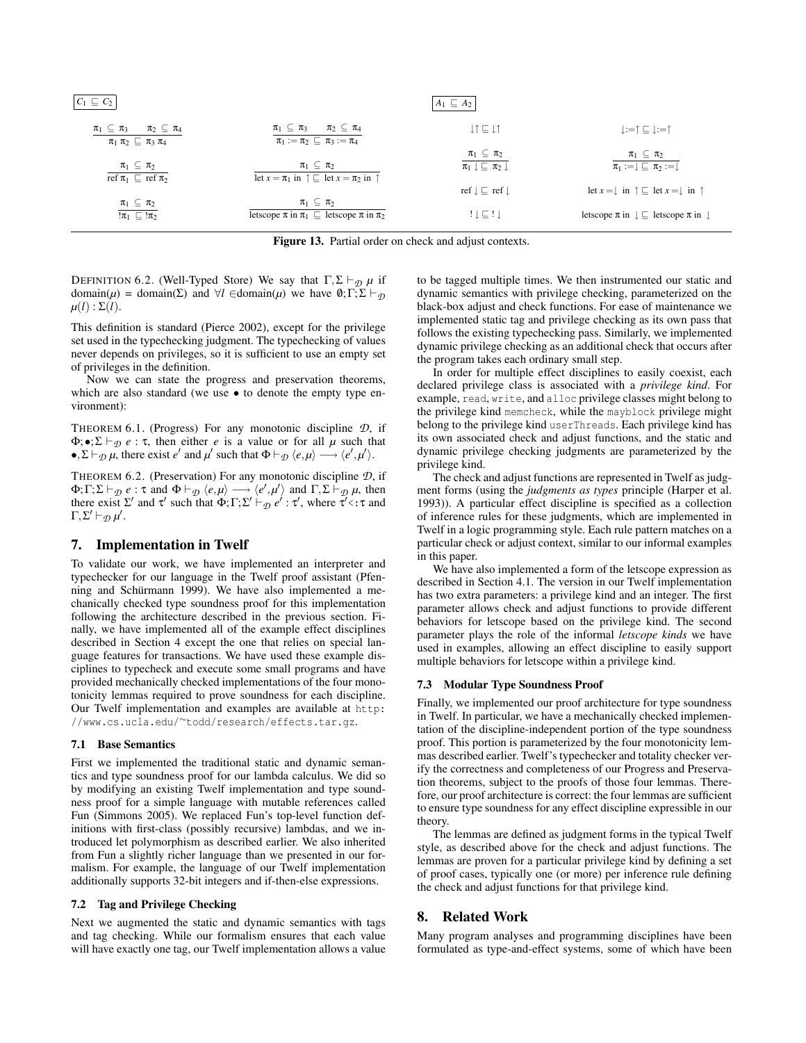$\boxed{C_1 \sqsubseteq C_2}$

$$\frac{\pi_1 \subseteq \pi_3 \quad \pi_2 \subseteq \pi_4}{\pi_1\ \pi_2 \sqsubseteq \pi_3\ \pi_4} \qquad \frac{\pi_1 \subseteq \pi_3 \quad \pi_2 \subseteq \pi_4}{\pi_1 := \pi_2 \sqsubseteq \pi_3 := \pi_4}$$

$$\frac{\pi_1 \subseteq \pi_2}{\text{ref } \pi_1 \sqsubseteq \text{ref } \pi_2} \qquad \frac{\pi_1 \subseteq \pi_2}{\text{let } x = \pi_1 \text{ in } \uparrow \sqsubseteq \text{let } x = \pi_2 \text{ in } \uparrow}$$

$$\frac{\pi_1 \subseteq \pi_2}{!\pi_1 \sqsubseteq !\pi_2} \qquad \frac{\pi_1 \subseteq \pi_2}{\text{letscope } \pi \text{ in } \pi_1 \sqsubseteq \text{letscope } \pi \text{ in } \pi_2}$$

$\boxed{A_1 \sqsubseteq A_2}$

$$\downarrow\uparrow \sqsubseteq \downarrow\uparrow \qquad \downarrow := \uparrow \sqsubseteq \downarrow := \uparrow$$

$$\frac{\pi_1 \subseteq \pi_2}{\pi_1 \downarrow \sqsubseteq \pi_2 \downarrow} \qquad \frac{\pi_1 \subseteq \pi_2}{\pi_1 := \downarrow \sqsubseteq \pi_2 := \downarrow}$$

$$\text{ref} \downarrow \sqsubseteq \text{ref} \downarrow \qquad \text{let } x = \downarrow \text{ in } \uparrow \sqsubseteq \text{let } x = \downarrow \text{ in } \uparrow$$

$$! \downarrow \sqsubseteq ! \downarrow \qquad \text{letscope } \pi \text{ in } \downarrow \sqsubseteq \text{letscope } \pi \text{ in } \downarrow$$

**Figure 13.** Partial order on check and adjust contexts.

DEFINITION 6.2. (Well-Typed Store) We say that $\Gamma,\Sigma \vdash_{\mathcal{D}} \mu$ if $\text{domain}(\mu) = \text{domain}(\Sigma)$ and $\forall l \in \text{domain}(\mu)$ we have $\emptyset;\Gamma;\Sigma \vdash_{\mathcal{D}} \mu(l) : \Sigma(l)$.

This definition is standard (Pierce 2002), except for the privilege set used in the typechecking judgment. The typechecking of values never depends on privileges, so it is sufficient to use an empty set of privileges in the definition.

Now we can state the progress and preservation theorems, which are also standard (we use $\bullet$ to denote the empty type environment):

THEOREM 6.1. (Progress) For any monotonic discipline $\mathcal{D}$, if $\Phi;\bullet;\Sigma \vdash_{\mathcal{D}} e : \tau$, then either $e$ is a value or for all $\mu$ such that $\bullet,\Sigma \vdash_{\mathcal{D}} \mu$, there exist $e'$ and $\mu'$ such that $\Phi \vdash_{\mathcal{D}} \langle e,\mu\rangle \longrightarrow \langle e',\mu'\rangle$.

THEOREM 6.2. (Preservation) For any monotonic discipline $\mathcal{D}$, if $\Phi;\Gamma;\Sigma \vdash_{\mathcal{D}} e : \tau$ and $\Phi \vdash_{\mathcal{D}} \langle e,\mu\rangle \longrightarrow \langle e',\mu'\rangle$ and $\Gamma,\Sigma \vdash_{\mathcal{D}} \mu$, then there exist $\Sigma'$ and $\tau'$ such that $\Phi;\Gamma;\Sigma' \vdash_{\mathcal{D}} e' : \tau'$, where $\tau' <: \tau$ and $\Gamma,\Sigma' \vdash_{\mathcal{D}} \mu'$.

## 7. Implementation in Twelf

To validate our work, we have implemented an interpreter and typechecker for our language in the Twelf proof assistant (Pfenning and Schürmann 1999). We have also implemented a mechanically checked type soundness proof for this implementation following the architecture described in the previous section. Finally, we have implemented all of the example effect disciplines described in Section 4 except the one that relies on special language features for transactions. We have used these example disciplines to typecheck and execute some small programs and have provided mechanically checked implementations of the four monotonicity lemmas required to prove soundness for each discipline. Our Twelf implementation and examples are available at http://www.cs.ucla.edu/~todd/research/effects.tar.gz.

### 7.1 Base Semantics

First we implemented the traditional static and dynamic semantics and type soundness proof for our lambda calculus. We did so by modifying an existing Twelf implementation and type soundness proof for a simple language with mutable references called Fun (Simmons 2005). We replaced Fun's top-level function definitions with first-class (possibly recursive) lambdas, and we introduced let polymorphism as described earlier. We also inherited from Fun a slightly richer language than we presented in our formalism. For example, the language of our Twelf implementation additionally supports 32-bit integers and if-then-else expressions.

### 7.2 Tag and Privilege Checking

Next we augmented the static and dynamic semantics with tags and tag checking. While our formalism ensures that each value will have exactly one tag, our Twelf implementation allows a value to be tagged multiple times. We then instrumented our static and dynamic semantics with privilege checking, parameterized on the black-box adjust and check functions. For ease of maintenance we implemented static tag and privilege checking as its own pass that follows the existing typechecking pass. Similarly, we implemented dynamic privilege checking as an additional check that occurs after the program takes each ordinary small step.

In order for multiple effect disciplines to easily coexist, each declared privilege class is associated with a *privilege kind*. For example, `read`, `write`, and `alloc` privilege classes might belong to the privilege kind `memcheck`, while the `mayblock` privilege might belong to the privilege kind `userThreads`. Each privilege kind has its own associated check and adjust functions, and the static and dynamic privilege checking judgments are parameterized by the privilege kind.

The check and adjust functions are represented in Twelf as judgment forms (using the *judgments as types* principle (Harper et al. 1993)). A particular effect discipline is specified as a collection of inference rules for these judgments, which are implemented in Twelf in a logic programming style. Each rule pattern matches on a particular check or adjust context, similar to our informal examples in this paper.

We have also implemented a form of the letscope expression as described in Section 4.1. The version in our Twelf implementation has two extra parameters: a privilege kind and an integer. The first parameter allows check and adjust functions to provide different behaviors for letscope based on the privilege kind. The second parameter plays the role of the informal *letscope kinds* we have used in examples, allowing an effect discipline to easily support multiple behaviors for letscope within a privilege kind.

### 7.3 Modular Type Soundness Proof

Finally, we implemented our proof architecture for type soundness in Twelf. In particular, we have a mechanically checked implementation of the discipline-independent portion of the type soundness proof. This portion is parameterized by the four monotonicity lemmas described earlier. Twelf's typechecker and totality checker verify the correctness and completeness of our Progress and Preservation theorems, subject to the proofs of those four lemmas. Therefore, our proof architecture is correct: the four lemmas are sufficient to ensure type soundness for any effect discipline expressible in our theory.

The lemmas are defined as judgment forms in the typical Twelf style, as described above for the check and adjust functions. The lemmas are proven for a particular privilege kind by defining a set of proof cases, typically one (or more) per inference rule defining the check and adjust functions for that privilege kind.

## 8. Related Work

Many program analyses and programming disciplines have been formulated as type-and-effect systems, some of which have been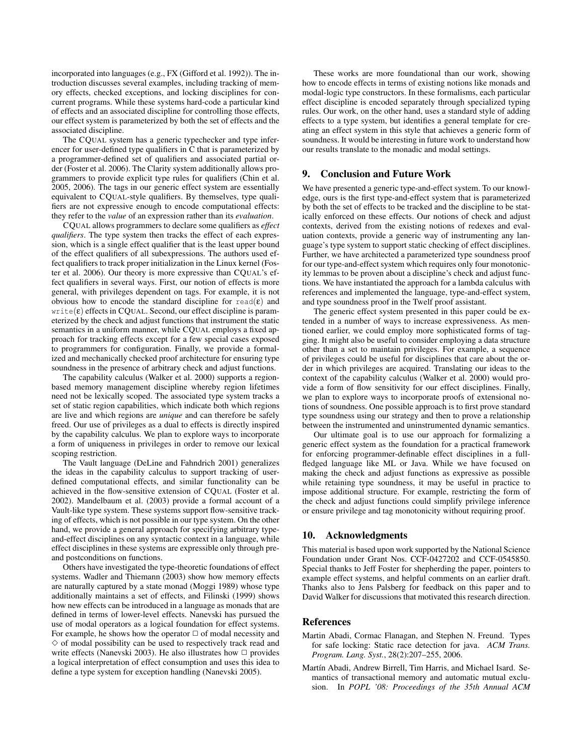incorporated into languages (e.g., FX (Gifford et al. 1992)). The introduction discusses several examples, including tracking of memory effects, checked exceptions, and locking disciplines for concurrent programs. While these systems hard-code a particular kind of effects and an associated discipline for controlling those effects, our effect system is parameterized by both the set of effects and the associated discipline.

The CQUAL system has a generic typechecker and type inferencer for user-defined type qualifiers in C that is parameterized by a programmer-defined set of qualifiers and associated partial order (Foster et al. 2006). The Clarity system additionally allows programmers to provide explicit type rules for qualifiers (Chin et al. 2005, 2006). The tags in our generic effect system are essentially equivalent to CQUAL-style qualifiers. By themselves, type qualifiers are not expressive enough to encode computational effects: they refer to the *value* of an expression rather than its *evaluation*.

CQUAL allows programmers to declare some qualifiers as *effect qualifiers*. The type system then tracks the effect of each expression, which is a single effect qualifier that is the least upper bound of the effect qualifiers of all subexpressions. The authors used effect qualifiers to track proper initialization in the Linux kernel (Foster et al. 2006). Our theory is more expressive than CQUAL's effect qualifiers in several ways. First, our notion of effects is more general, with privileges dependent on tags. For example, it is not obvious how to encode the standard discipline for `read`($\varepsilon$) and `write`($\varepsilon$) effects in CQUAL. Second, our effect discipline is parameterized by the check and adjust functions that instrument the static semantics in a uniform manner, while CQUAL employs a fixed approach for tracking effects except for a few special cases exposed to programmers for configuration. Finally, we provide a formalized and mechanically checked proof architecture for ensuring type soundness in the presence of arbitrary check and adjust functions.

The capability calculus (Walker et al. 2000) supports a region-based memory management discipline whereby region lifetimes need not be lexically scoped. The associated type system tracks a set of static region capabilities, which indicate both which regions are live and which regions are *unique* and can therefore be safely freed. Our use of privileges as a dual to effects is directly inspired by the capability calculus. We plan to explore ways to incorporate a form of uniqueness in privileges in order to remove our lexical scoping restriction.

The Vault language (DeLine and Fahndrich 2001) generalizes the ideas in the capability calculus to support tracking of user-defined computational effects, and similar functionality can be achieved in the flow-sensitive extension of CQUAL (Foster et al. 2002). Mandelbaum et al. (2003) provide a formal account of a Vault-like type system. These systems support flow-sensitive tracking of effects, which is not possible in our type system. On the other hand, we provide a general approach for specifying arbitrary type-and-effect disciplines on any syntactic context in a language, while effect disciplines in these systems are expressible only through pre- and postconditions on functions.

Others have investigated the type-theoretic foundations of effect systems. Wadler and Thiemann (2003) show how memory effects are naturally captured by a state monad (Moggi 1989) whose type additionally maintains a set of effects, and Filinski (1999) shows how new effects can be introduced in a language as monads that are defined in terms of lower-level effects. Nanevski has pursued the use of modal operators as a logical foundation for effect systems. For example, he shows how the operator $\Box$ of modal necessity and $\Diamond$ of modal possibility can be used to respectively track read and write effects (Nanevski 2003). He also illustrates how $\Box$ provides a logical interpretation of effect consumption and uses this idea to define a type system for exception handling (Nanevski 2005).

These works are more foundational than our work, showing how to encode effects in terms of existing notions like monads and modal-logic type constructors. In these formalisms, each particular effect discipline is encoded separately through specialized typing rules. Our work, on the other hand, uses a standard style of adding effects to a type system, but identifies a general template for creating an effect system in this style that achieves a generic form of soundness. It would be interesting in future work to understand how our results translate to the monadic and modal settings.

## 9. Conclusion and Future Work

We have presented a generic type-and-effect system. To our knowledge, ours is the first type-and-effect system that is parameterized by both the set of effects to be tracked and the discipline to be statically enforced on these effects. Our notions of check and adjust contexts, derived from the existing notions of redexes and evaluation contexts, provide a generic way of instrumenting any language's type system to support static checking of effect disciplines. Further, we have architected a parameterized type soundness proof for our type-and-effect system which requires only four monotonicity lemmas to be proven about a discipline's check and adjust functions. We have instantiated the approach for a lambda calculus with references and implemented the language, type-and-effect system, and type soundness proof in the Twelf proof assistant.

The generic effect system presented in this paper could be extended in a number of ways to increase expressiveness. As mentioned earlier, we could employ more sophisticated forms of tagging. It might also be useful to consider employing a data structure other than a set to maintain privileges. For example, a sequence of privileges could be useful for disciplines that care about the order in which privileges are acquired. Translating our ideas to the context of the capability calculus (Walker et al. 2000) would provide a form of flow sensitivity for our effect disciplines. Finally, we plan to explore ways to incorporate proofs of extensional notions of soundness. One possible approach is to first prove standard type soundness using our strategy and then to prove a relationship between the instrumented and uninstrumented dynamic semantics.

Our ultimate goal is to use our approach for formalizing a generic effect system as the foundation for a practical framework for enforcing programmer-definable effect disciplines in a full-fledged language like ML or Java. While we have focused on making the check and adjust functions as expressive as possible while retaining type soundness, it may be useful in practice to impose additional structure. For example, restricting the form of the check and adjust functions could simplify privilege inference or ensure privilege and tag monotonicity without requiring proof.

## 10. Acknowledgments

This material is based upon work supported by the National Science Foundation under Grant Nos. CCF-0427202 and CCF-0545850. Special thanks to Jeff Foster for shepherding the paper, pointers to example effect systems, and helpful comments on an earlier draft. Thanks also to Jens Palsberg for feedback on this paper and to David Walker for discussions that motivated this research direction.

## References

Martin Abadi, Cormac Flanagan, and Stephen N. Freund. Types for safe locking: Static race detection for java. *ACM Trans. Program. Lang. Syst.*, 28(2):207–255, 2006.

Martín Abadi, Andrew Birrell, Tim Harris, and Michael Isard. Semantics of transactional memory and automatic mutual exclusion. In *POPL '08: Proceedings of the 35th Annual ACM*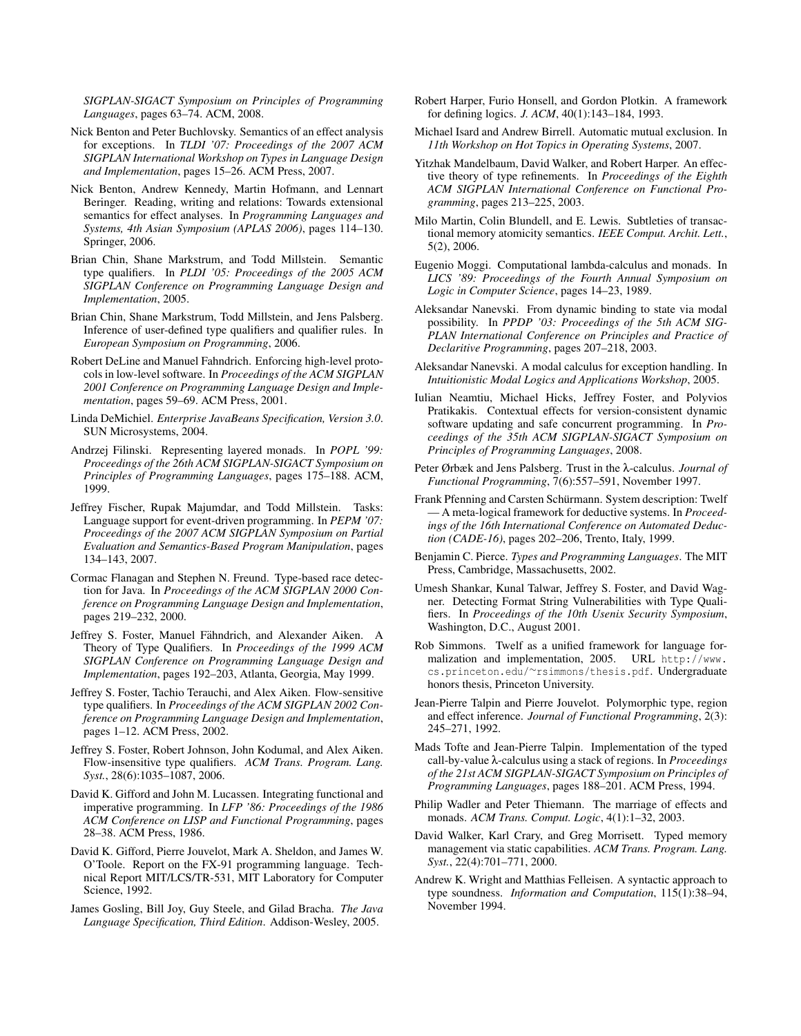*SIGPLAN-SIGACT Symposium on Principles of Programming Languages*, pages 63–74. ACM, 2008.

Nick Benton and Peter Buchlovsky. Semantics of an effect analysis for exceptions. In *TLDI '07: Proceedings of the 2007 ACM SIGPLAN International Workshop on Types in Language Design and Implementation*, pages 15–26. ACM Press, 2007.

Nick Benton, Andrew Kennedy, Martin Hofmann, and Lennart Beringer. Reading, writing and relations: Towards extensional semantics for effect analyses. In *Programming Languages and Systems, 4th Asian Symposium (APLAS 2006)*, pages 114–130. Springer, 2006.

Brian Chin, Shane Markstrum, and Todd Millstein. Semantic type qualifiers. In *PLDI '05: Proceedings of the 2005 ACM SIGPLAN Conference on Programming Language Design and Implementation*, 2005.

Brian Chin, Shane Markstrum, Todd Millstein, and Jens Palsberg. Inference of user-defined type qualifiers and qualifier rules. In *European Symposium on Programming*, 2006.

Robert DeLine and Manuel Fahndrich. Enforcing high-level protocols in low-level software. In *Proceedings of the ACM SIGPLAN 2001 Conference on Programming Language Design and Implementation*, pages 59–69. ACM Press, 2001.

Linda DeMichiel. *Enterprise JavaBeans Specification, Version 3.0*. SUN Microsystems, 2004.

Andrzej Filinski. Representing layered monads. In *POPL '99: Proceedings of the 26th ACM SIGPLAN-SIGACT Symposium on Principles of Programming Languages*, pages 175–188. ACM, 1999.

Jeffrey Fischer, Rupak Majumdar, and Todd Millstein. Tasks: Language support for event-driven programming. In *PEPM '07: Proceedings of the 2007 ACM SIGPLAN Symposium on Partial Evaluation and Semantics-Based Program Manipulation*, pages 134–143, 2007.

Cormac Flanagan and Stephen N. Freund. Type-based race detection for Java. In *Proceedings of the ACM SIGPLAN 2000 Conference on Programming Language Design and Implementation*, pages 219–232, 2000.

Jeffrey S. Foster, Manuel Fähndrich, and Alexander Aiken. A Theory of Type Qualifiers. In *Proceedings of the 1999 ACM SIGPLAN Conference on Programming Language Design and Implementation*, pages 192–203, Atlanta, Georgia, May 1999.

Jeffrey S. Foster, Tachio Terauchi, and Alex Aiken. Flow-sensitive type qualifiers. In *Proceedings of the ACM SIGPLAN 2002 Conference on Programming Language Design and Implementation*, pages 1–12. ACM Press, 2002.

Jeffrey S. Foster, Robert Johnson, John Kodumal, and Alex Aiken. Flow-insensitive type qualifiers. *ACM Trans. Program. Lang. Syst.*, 28(6):1035–1087, 2006.

David K. Gifford and John M. Lucassen. Integrating functional and imperative programming. In *LFP '86: Proceedings of the 1986 ACM Conference on LISP and Functional Programming*, pages 28–38. ACM Press, 1986.

David K. Gifford, Pierre Jouvelot, Mark A. Sheldon, and James W. O'Toole. Report on the FX-91 programming language. Technical Report MIT/LCS/TR-531, MIT Laboratory for Computer Science, 1992.

James Gosling, Bill Joy, Guy Steele, and Gilad Bracha. *The Java Language Specification, Third Edition*. Addison-Wesley, 2005.

Robert Harper, Furio Honsell, and Gordon Plotkin. A framework for defining logics. *J. ACM*, 40(1):143–184, 1993.

Michael Isard and Andrew Birrell. Automatic mutual exclusion. In *11th Workshop on Hot Topics in Operating Systems*, 2007.

Yitzhak Mandelbaum, David Walker, and Robert Harper. An effective theory of type refinements. In *Proceedings of the Eighth ACM SIGPLAN International Conference on Functional Programming*, pages 213–225, 2003.

Milo Martin, Colin Blundell, and E. Lewis. Subtleties of transactional memory atomicity semantics. *IEEE Comput. Archit. Lett.*, 5(2), 2006.

Eugenio Moggi. Computational lambda-calculus and monads. In *LICS '89: Proceedings of the Fourth Annual Symposium on Logic in Computer Science*, pages 14–23, 1989.

Aleksandar Nanevski. From dynamic binding to state via modal possibility. In *PPDP '03: Proceedings of the 5th ACM SIGPLAN International Conference on Principles and Practice of Declaritive Programming*, pages 207–218, 2003.

Aleksandar Nanevski. A modal calculus for exception handling. In *Intuitionistic Modal Logics and Applications Workshop*, 2005.

Iulian Neamtiu, Michael Hicks, Jeffrey Foster, and Polyvios Pratikakis. Contextual effects for version-consistent dynamic software updating and safe concurrent programming. In *Proceedings of the 35th ACM SIGPLAN-SIGACT Symposium on Principles of Programming Languages*, 2008.

Peter Ørbæk and Jens Palsberg. Trust in the λ-calculus. *Journal of Functional Programming*, 7(6):557–591, November 1997.

Frank Pfenning and Carsten Schürmann. System description: Twelf — A meta-logical framework for deductive systems. In *Proceedings of the 16th International Conference on Automated Deduction (CADE-16)*, pages 202–206, Trento, Italy, 1999.

Benjamin C. Pierce. *Types and Programming Languages*. The MIT Press, Cambridge, Massachusetts, 2002.

Umesh Shankar, Kunal Talwar, Jeffrey S. Foster, and David Wagner. Detecting Format String Vulnerabilities with Type Qualifiers. In *Proceedings of the 10th Usenix Security Symposium*, Washington, D.C., August 2001.

Rob Simmons. Twelf as a unified framework for language formalization and implementation, 2005. URL http://www.cs.princeton.edu/~rsimmons/thesis.pdf. Undergraduate honors thesis, Princeton University.

Jean-Pierre Talpin and Pierre Jouvelot. Polymorphic type, region and effect inference. *Journal of Functional Programming*, 2(3): 245–271, 1992.

Mads Tofte and Jean-Pierre Talpin. Implementation of the typed call-by-value λ-calculus using a stack of regions. In *Proceedings of the 21st ACM SIGPLAN-SIGACT Symposium on Principles of Programming Languages*, pages 188–201. ACM Press, 1994.

Philip Wadler and Peter Thiemann. The marriage of effects and monads. *ACM Trans. Comput. Logic*, 4(1):1–32, 2003.

David Walker, Karl Crary, and Greg Morrisett. Typed memory management via static capabilities. *ACM Trans. Program. Lang. Syst.*, 22(4):701–771, 2000.

Andrew K. Wright and Matthias Felleisen. A syntactic approach to type soundness. *Information and Computation*, 115(1):38–94, November 1994.